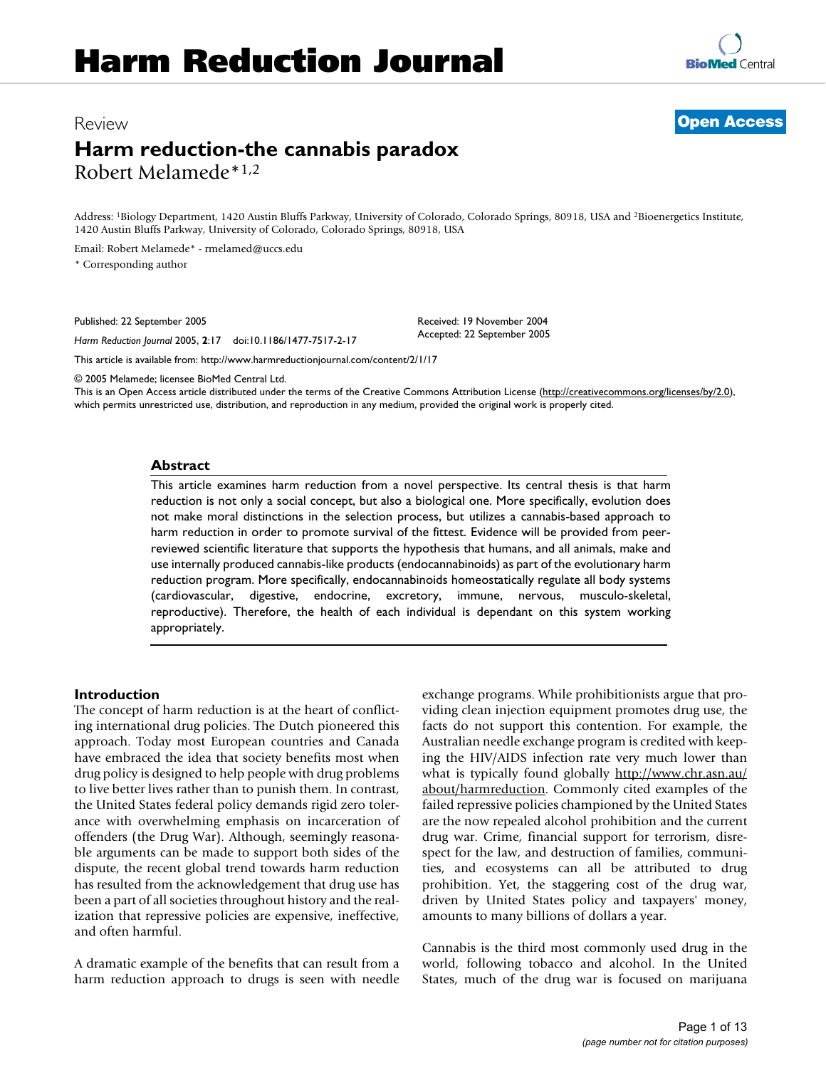# Harm Reduction Journal

Review

**Open Access**

## Harm reduction-the cannabis paradox

Robert Melamede*[1,2]

Address: [1]Biology Department, 1420 Austin Bluffs Parkway, University of Colorado, Colorado Springs, 80918, USA and [2]Bioenergetics Institute, 1420 Austin Bluffs Parkway, University of Colorado, Colorado Springs, 80918, USA

Email: Robert Melamede* - rmelamed@uccs.edu

\* Corresponding author

Published: 22 September 2005

*Harm Reduction Journal* 2005, **2**:17 doi:10.1186/1477-7517-2-17

Received: 19 November 2004
Accepted: 22 September 2005

This article is available from: http://www.harmreductionjournal.com/content/2/1/17

© 2005 Melamede; licensee BioMed Central Ltd.
This is an Open Access article distributed under the terms of the Creative Commons Attribution License (http://creativecommons.org/licenses/by/2.0), which permits unrestricted use, distribution, and reproduction in any medium, provided the original work is properly cited.

### Abstract

This article examines harm reduction from a novel perspective. Its central thesis is that harm reduction is not only a social concept, but also a biological one. More specifically, evolution does not make moral distinctions in the selection process, but utilizes a cannabis-based approach to harm reduction in order to promote survival of the fittest. Evidence will be provided from peer-reviewed scientific literature that supports the hypothesis that humans, and all animals, make and use internally produced cannabis-like products (endocannabinoids) as part of the evolutionary harm reduction program. More specifically, endocannabinoids homeostatically regulate all body systems (cardiovascular, digestive, endocrine, excretory, immune, nervous, musculo-skeletal, reproductive). Therefore, the health of each individual is dependant on this system working appropriately.

### Introduction

The concept of harm reduction is at the heart of conflicting international drug policies. The Dutch pioneered this approach. Today most European countries and Canada have embraced the idea that society benefits most when drug policy is designed to help people with drug problems to live better lives rather than to punish them. In contrast, the United States federal policy demands rigid zero tolerance with overwhelming emphasis on incarceration of offenders (the Drug War). Although, seemingly reasonable arguments can be made to support both sides of the dispute, the recent global trend towards harm reduction has resulted from the acknowledgement that drug use has been a part of all societies throughout history and the realization that repressive policies are expensive, ineffective, and often harmful.

A dramatic example of the benefits that can result from a harm reduction approach to drugs is seen with needle exchange programs. While prohibitionists argue that providing clean injection equipment promotes drug use, the facts do not support this contention. For example, the Australian needle exchange program is credited with keeping the HIV/AIDS infection rate very much lower than what is typically found globally http://www.chr.asn.au/about/harmreduction. Commonly cited examples of the failed repressive policies championed by the United States are the now repealed alcohol prohibition and the current drug war. Crime, financial support for terrorism, disrespect for the law, and destruction of families, communities, and ecosystems can all be attributed to drug prohibition. Yet, the staggering cost of the drug war, driven by United States policy and taxpayers' money, amounts to many billions of dollars a year.

Cannabis is the third most commonly used drug in the world, following tobacco and alcohol. In the United States, much of the drug war is focused on marijuana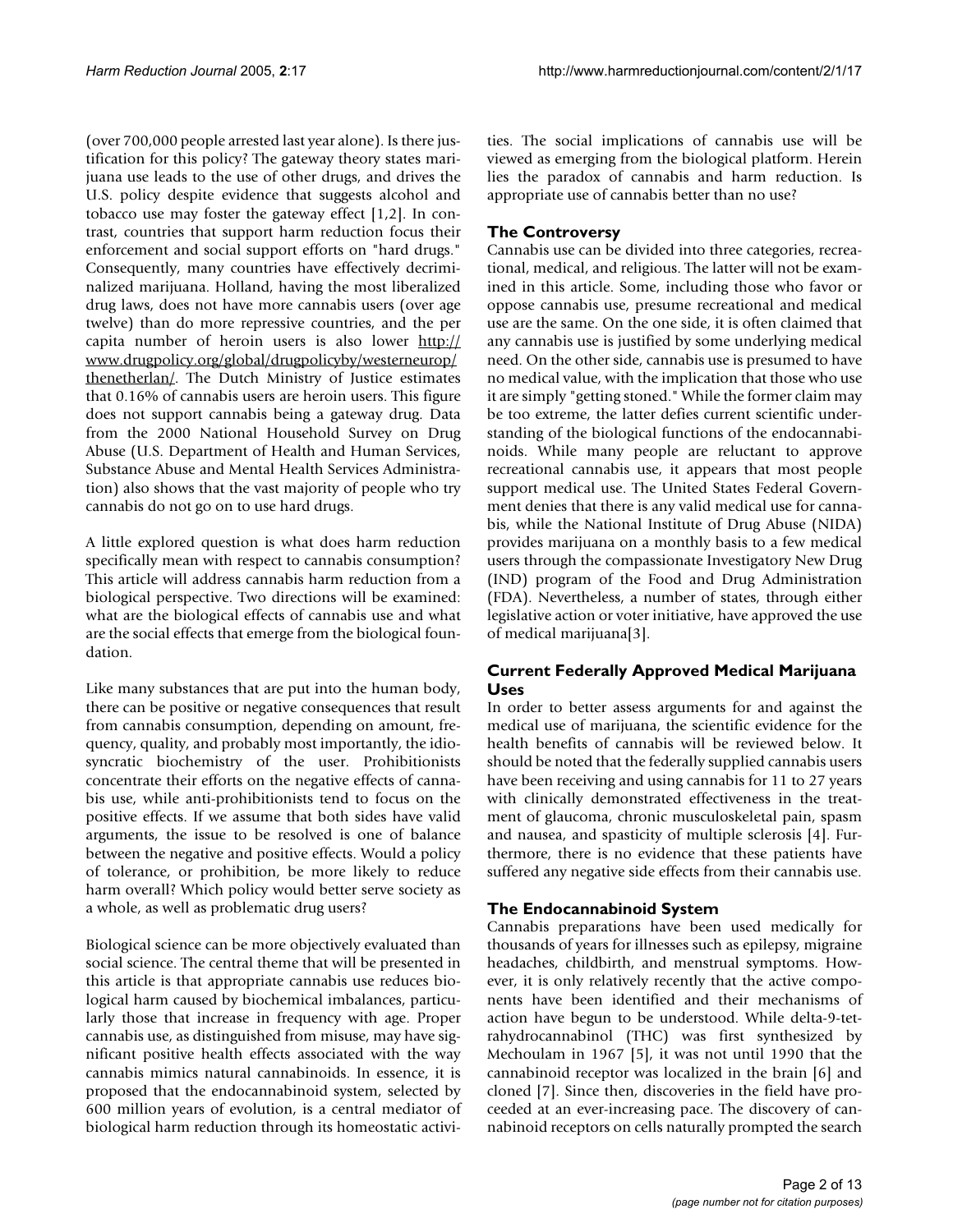(over 700,000 people arrested last year alone). Is there justification for this policy? The gateway theory states marijuana use leads to the use of other drugs, and drives the U.S. policy despite evidence that suggests alcohol and tobacco use may foster the gateway effect [1,2]. In contrast, countries that support harm reduction focus their enforcement and social support efforts on "hard drugs." Consequently, many countries have effectively decriminalized marijuana. Holland, having the most liberalized drug laws, does not have more cannabis users (over age twelve) than do more repressive countries, and the per capita number of heroin users is also lower http://www.drugpolicy.org/global/drugpolicyby/westerneurop/thenetherlan/. The Dutch Ministry of Justice estimates that 0.16% of cannabis users are heroin users. This figure does not support cannabis being a gateway drug. Data from the 2000 National Household Survey on Drug Abuse (U.S. Department of Health and Human Services, Substance Abuse and Mental Health Services Administration) also shows that the vast majority of people who try cannabis do not go on to use hard drugs.

A little explored question is what does harm reduction specifically mean with respect to cannabis consumption? This article will address cannabis harm reduction from a biological perspective. Two directions will be examined: what are the biological effects of cannabis use and what are the social effects that emerge from the biological foundation.

Like many substances that are put into the human body, there can be positive or negative consequences that result from cannabis consumption, depending on amount, frequency, quality, and probably most importantly, the idiosyncratic biochemistry of the user. Prohibitionists concentrate their efforts on the negative effects of cannabis use, while anti-prohibitionists tend to focus on the positive effects. If we assume that both sides have valid arguments, the issue to be resolved is one of balance between the negative and positive effects. Would a policy of tolerance, or prohibition, be more likely to reduce harm overall? Which policy would better serve society as a whole, as well as problematic drug users?

Biological science can be more objectively evaluated than social science. The central theme that will be presented in this article is that appropriate cannabis use reduces biological harm caused by biochemical imbalances, particularly those that increase in frequency with age. Proper cannabis use, as distinguished from misuse, may have significant positive health effects associated with the way cannabis mimics natural cannabinoids. In essence, it is proposed that the endocannabinoid system, selected by 600 million years of evolution, is a central mediator of biological harm reduction through its homeostatic activities. The social implications of cannabis use will be viewed as emerging from the biological platform. Herein lies the paradox of cannabis and harm reduction. Is appropriate use of cannabis better than no use?

## The Controversy

Cannabis use can be divided into three categories, recreational, medical, and religious. The latter will not be examined in this article. Some, including those who favor or oppose cannabis use, presume recreational and medical use are the same. On the one side, it is often claimed that any cannabis use is justified by some underlying medical need. On the other side, cannabis use is presumed to have no medical value, with the implication that those who use it are simply "getting stoned." While the former claim may be too extreme, the latter defies current scientific understanding of the biological functions of the endocannabinoids. While many people are reluctant to approve recreational cannabis use, it appears that most people support medical use. The United States Federal Government denies that there is any valid medical use for cannabis, while the National Institute of Drug Abuse (NIDA) provides marijuana on a monthly basis to a few medical users through the compassionate Investigatory New Drug (IND) program of the Food and Drug Administration (FDA). Nevertheless, a number of states, through either legislative action or voter initiative, have approved the use of medical marijuana[3].

## Current Federally Approved Medical Marijuana Uses

In order to better assess arguments for and against the medical use of marijuana, the scientific evidence for the health benefits of cannabis will be reviewed below. It should be noted that the federally supplied cannabis users have been receiving and using cannabis for 11 to 27 years with clinically demonstrated effectiveness in the treatment of glaucoma, chronic musculoskeletal pain, spasm and nausea, and spasticity of multiple sclerosis [4]. Furthermore, there is no evidence that these patients have suffered any negative side effects from their cannabis use.

## The Endocannabinoid System

Cannabis preparations have been used medically for thousands of years for illnesses such as epilepsy, migraine headaches, childbirth, and menstrual symptoms. However, it is only relatively recently that the active components have been identified and their mechanisms of action have begun to be understood. While delta-9-tetrahydrocannabinol (THC) was first synthesized by Mechoulam in 1967 [5], it was not until 1990 that the cannabinoid receptor was localized in the brain [6] and cloned [7]. Since then, discoveries in the field have proceeded at an ever-increasing pace. The discovery of cannabinoid receptors on cells naturally prompted the search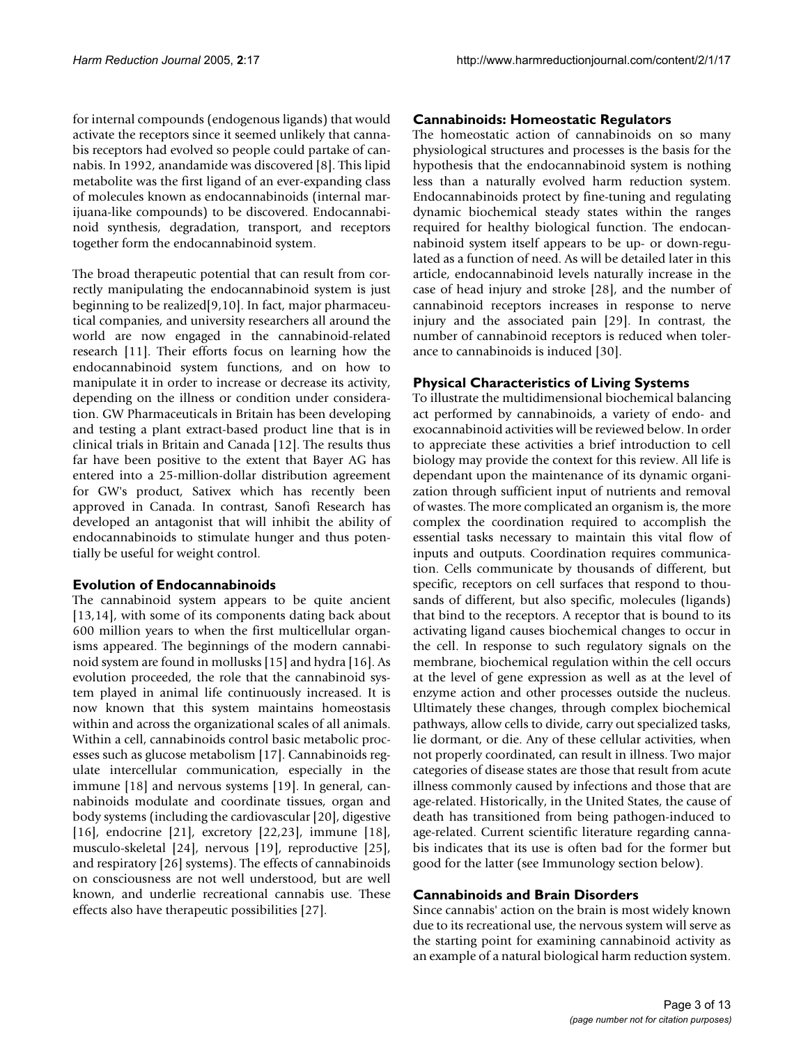for internal compounds (endogenous ligands) that would activate the receptors since it seemed unlikely that cannabis receptors had evolved so people could partake of cannabis. In 1992, anandamide was discovered [8]. This lipid metabolite was the first ligand of an ever-expanding class of molecules known as endocannabinoids (internal marijuana-like compounds) to be discovered. Endocannabinoid synthesis, degradation, transport, and receptors together form the endocannabinoid system.

The broad therapeutic potential that can result from correctly manipulating the endocannabinoid system is just beginning to be realized[9,10]. In fact, major pharmaceutical companies, and university researchers all around the world are now engaged in the cannabinoid-related research [11]. Their efforts focus on learning how the endocannabinoid system functions, and on how to manipulate it in order to increase or decrease its activity, depending on the illness or condition under consideration. GW Pharmaceuticals in Britain has been developing and testing a plant extract-based product line that is in clinical trials in Britain and Canada [12]. The results thus far have been positive to the extent that Bayer AG has entered into a 25-million-dollar distribution agreement for GW's product, Sativex which has recently been approved in Canada. In contrast, Sanofi Research has developed an antagonist that will inhibit the ability of endocannabinoids to stimulate hunger and thus potentially be useful for weight control.

### Evolution of Endocannabinoids

The cannabinoid system appears to be quite ancient [13,14], with some of its components dating back about 600 million years to when the first multicellular organisms appeared. The beginnings of the modern cannabinoid system are found in mollusks [15] and hydra [16]. As evolution proceeded, the role that the cannabinoid system played in animal life continuously increased. It is now known that this system maintains homeostasis within and across the organizational scales of all animals. Within a cell, cannabinoids control basic metabolic processes such as glucose metabolism [17]. Cannabinoids regulate intercellular communication, especially in the immune [18] and nervous systems [19]. In general, cannabinoids modulate and coordinate tissues, organ and body systems (including the cardiovascular [20], digestive [16], endocrine [21], excretory [22,23], immune [18], musculo-skeletal [24], nervous [19], reproductive [25], and respiratory [26] systems). The effects of cannabinoids on consciousness are not well understood, but are well known, and underlie recreational cannabis use. These effects also have therapeutic possibilities [27].

### Cannabinoids: Homeostatic Regulators

The homeostatic action of cannabinoids on so many physiological structures and processes is the basis for the hypothesis that the endocannabinoid system is nothing less than a naturally evolved harm reduction system. Endocannabinoids protect by fine-tuning and regulating dynamic biochemical steady states within the ranges required for healthy biological function. The endocannabinoid system itself appears to be up- or down-regulated as a function of need. As will be detailed later in this article, endocannabinoid levels naturally increase in the case of head injury and stroke [28], and the number of cannabinoid receptors increases in response to nerve injury and the associated pain [29]. In contrast, the number of cannabinoid receptors is reduced when tolerance to cannabinoids is induced [30].

### Physical Characteristics of Living Systems

To illustrate the multidimensional biochemical balancing act performed by cannabinoids, a variety of endo- and exocannabinoid activities will be reviewed below. In order to appreciate these activities a brief introduction to cell biology may provide the context for this review. All life is dependant upon the maintenance of its dynamic organization through sufficient input of nutrients and removal of wastes. The more complicated an organism is, the more complex the coordination required to accomplish the essential tasks necessary to maintain this vital flow of inputs and outputs. Coordination requires communication. Cells communicate by thousands of different, but specific, receptors on cell surfaces that respond to thousands of different, but also specific, molecules (ligands) that bind to the receptors. A receptor that is bound to its activating ligand causes biochemical changes to occur in the cell. In response to such regulatory signals on the membrane, biochemical regulation within the cell occurs at the level of gene expression as well as at the level of enzyme action and other processes outside the nucleus. Ultimately these changes, through complex biochemical pathways, allow cells to divide, carry out specialized tasks, lie dormant, or die. Any of these cellular activities, when not properly coordinated, can result in illness. Two major categories of disease states are those that result from acute illness commonly caused by infections and those that are age-related. Historically, in the United States, the cause of death has transitioned from being pathogen-induced to age-related. Current scientific literature regarding cannabis indicates that its use is often bad for the former but good for the latter (see Immunology section below).

### Cannabinoids and Brain Disorders

Since cannabis' action on the brain is most widely known due to its recreational use, the nervous system will serve as the starting point for examining cannabinoid activity as an example of a natural biological harm reduction system.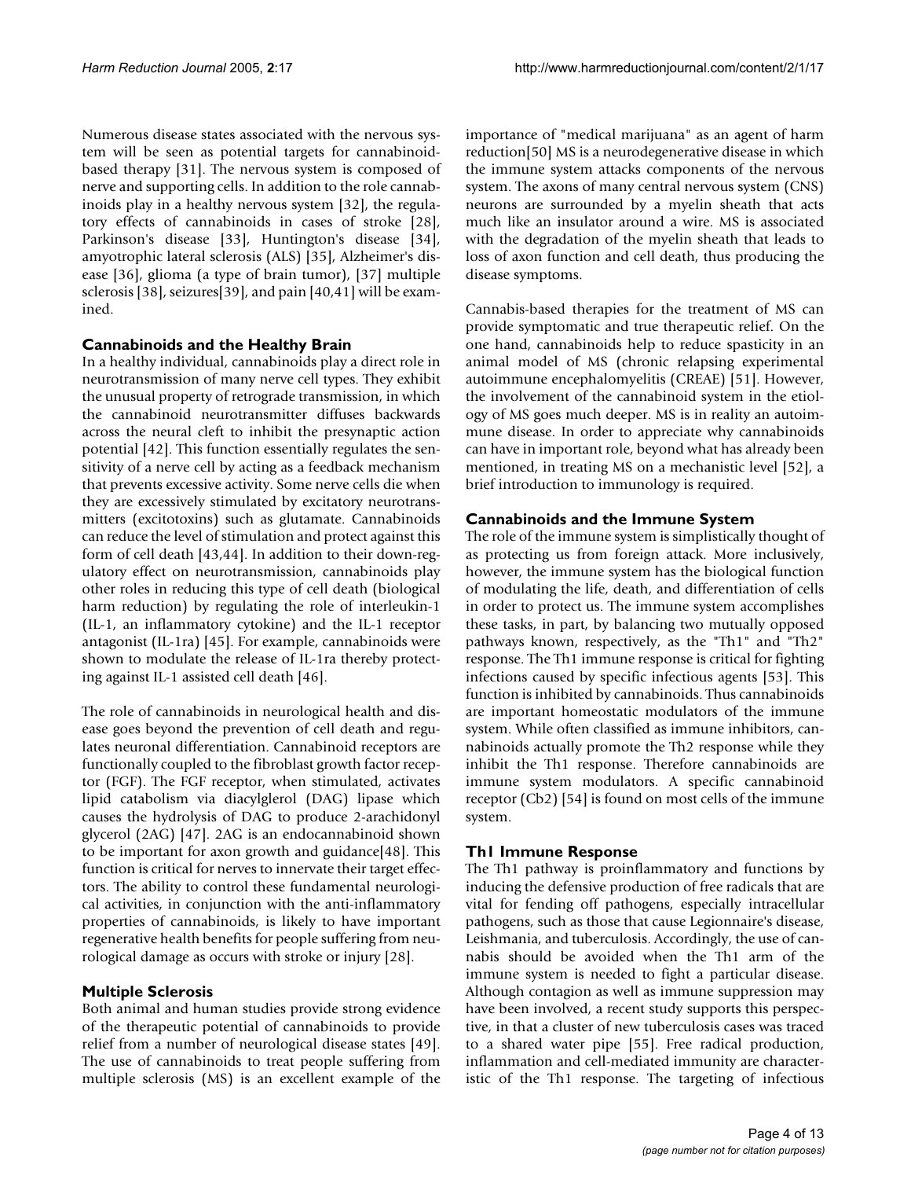Numerous disease states associated with the nervous system will be seen as potential targets for cannabinoid-based therapy [31]. The nervous system is composed of nerve and supporting cells. In addition to the role cannabinoids play in a healthy nervous system [32], the regulatory effects of cannabinoids in cases of stroke [28], Parkinson's disease [33], Huntington's disease [34], amyotrophic lateral sclerosis (ALS) [35], Alzheimer's disease [36], glioma (a type of brain tumor), [37] multiple sclerosis [38], seizures[39], and pain [40,41] will be examined.

### Cannabinoids and the Healthy Brain

In a healthy individual, cannabinoids play a direct role in neurotransmission of many nerve cell types. They exhibit the unusual property of retrograde transmission, in which the cannabinoid neurotransmitter diffuses backwards across the neural cleft to inhibit the presynaptic action potential [42]. This function essentially regulates the sensitivity of a nerve cell by acting as a feedback mechanism that prevents excessive activity. Some nerve cells die when they are excessively stimulated by excitatory neurotransmitters (excitotoxins) such as glutamate. Cannabinoids can reduce the level of stimulation and protect against this form of cell death [43,44]. In addition to their down-regulatory effect on neurotransmission, cannabinoids play other roles in reducing this type of cell death (biological harm reduction) by regulating the role of interleukin-1 (IL-1, an inflammatory cytokine) and the IL-1 receptor antagonist (IL-1ra) [45]. For example, cannabinoids were shown to modulate the release of IL-1ra thereby protecting against IL-1 assisted cell death [46].

The role of cannabinoids in neurological health and disease goes beyond the prevention of cell death and regulates neuronal differentiation. Cannabinoid receptors are functionally coupled to the fibroblast growth factor receptor (FGF). The FGF receptor, when stimulated, activates lipid catabolism via diacylglerol (DAG) lipase which causes the hydrolysis of DAG to produce 2-arachidonyl glycerol (2AG) [47]. 2AG is an endocannabinoid shown to be important for axon growth and guidance[48]. This function is critical for nerves to innervate their target effectors. The ability to control these fundamental neurological activities, in conjunction with the anti-inflammatory properties of cannabinoids, is likely to have important regenerative health benefits for people suffering from neurological damage as occurs with stroke or injury [28].

### Multiple Sclerosis

Both animal and human studies provide strong evidence of the therapeutic potential of cannabinoids to provide relief from a number of neurological disease states [49]. The use of cannabinoids to treat people suffering from multiple sclerosis (MS) is an excellent example of the importance of "medical marijuana" as an agent of harm reduction[50] MS is a neurodegenerative disease in which the immune system attacks components of the nervous system. The axons of many central nervous system (CNS) neurons are surrounded by a myelin sheath that acts much like an insulator around a wire. MS is associated with the degradation of the myelin sheath that leads to loss of axon function and cell death, thus producing the disease symptoms.

Cannabis-based therapies for the treatment of MS can provide symptomatic and true therapeutic relief. On the one hand, cannabinoids help to reduce spasticity in an animal model of MS (chronic relapsing experimental autoimmune encephalomyelitis (CREAE) [51]. However, the involvement of the cannabinoid system in the etiology of MS goes much deeper. MS is in reality an autoimmune disease. In order to appreciate why cannabinoids can have in important role, beyond what has already been mentioned, in treating MS on a mechanistic level [52], a brief introduction to immunology is required.

### Cannabinoids and the Immune System

The role of the immune system is simplistically thought of as protecting us from foreign attack. More inclusively, however, the immune system has the biological function of modulating the life, death, and differentiation of cells in order to protect us. The immune system accomplishes these tasks, in part, by balancing two mutually opposed pathways known, respectively, as the "Th1" and "Th2" response. The Th1 immune response is critical for fighting infections caused by specific infectious agents [53]. This function is inhibited by cannabinoids. Thus cannabinoids are important homeostatic modulators of the immune system. While often classified as immune inhibitors, cannabinoids actually promote the Th2 response while they inhibit the Th1 response. Therefore cannabinoids are immune system modulators. A specific cannabinoid receptor (Cb2) [54] is found on most cells of the immune system.

### Th1 Immune Response

The Th1 pathway is proinflammatory and functions by inducing the defensive production of free radicals that are vital for fending off pathogens, especially intracellular pathogens, such as those that cause Legionnaire's disease, Leishmania, and tuberculosis. Accordingly, the use of cannabis should be avoided when the Th1 arm of the immune system is needed to fight a particular disease. Although contagion as well as immune suppression may have been involved, a recent study supports this perspective, in that a cluster of new tuberculosis cases was traced to a shared water pipe [55]. Free radical production, inflammation and cell-mediated immunity are characteristic of the Th1 response. The targeting of infectious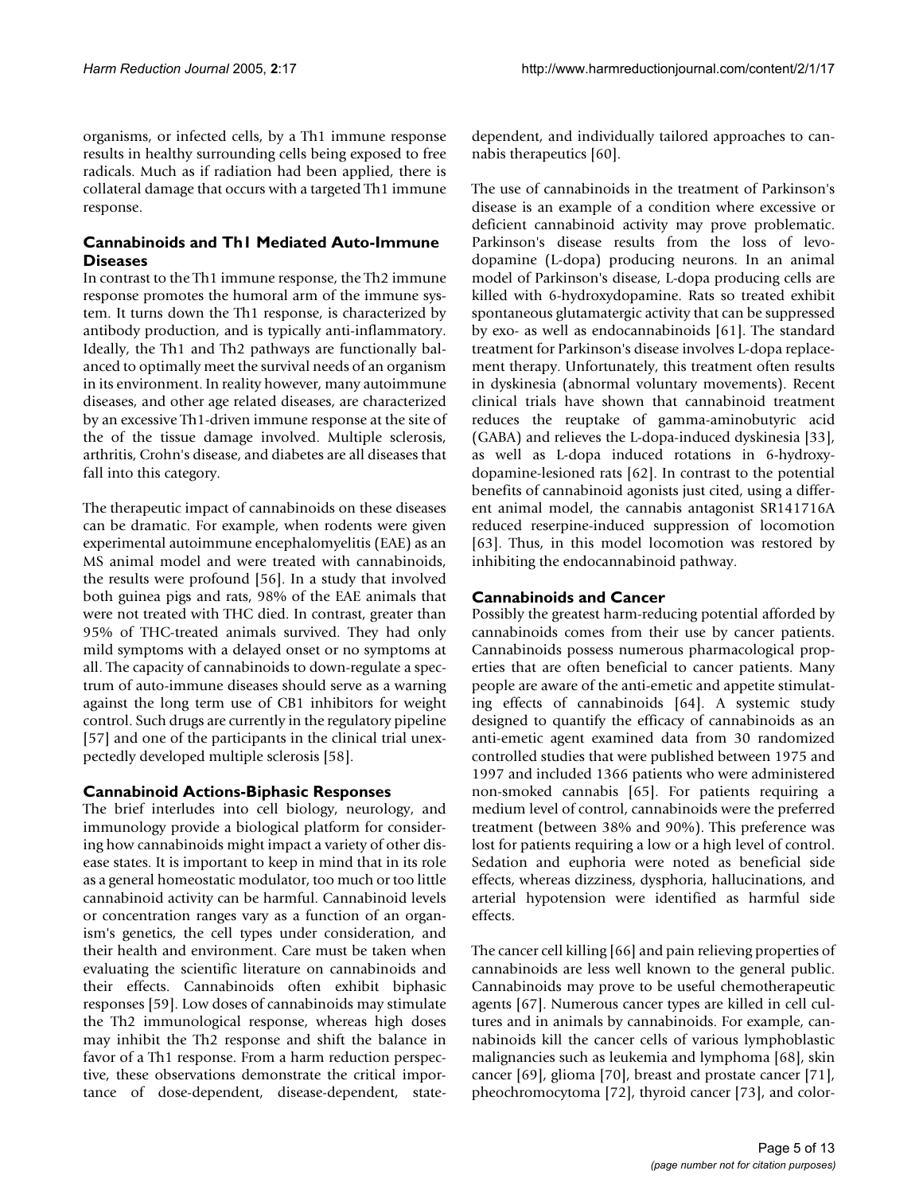organisms, or infected cells, by a Th1 immune response results in healthy surrounding cells being exposed to free radicals. Much as if radiation had been applied, there is collateral damage that occurs with a targeted Th1 immune response.

### Cannabinoids and Th1 Mediated Auto-Immune Diseases

In contrast to the Th1 immune response, the Th2 immune response promotes the humoral arm of the immune system. It turns down the Th1 response, is characterized by antibody production, and is typically anti-inflammatory. Ideally, the Th1 and Th2 pathways are functionally balanced to optimally meet the survival needs of an organism in its environment. In reality however, many autoimmune diseases, and other age related diseases, are characterized by an excessive Th1-driven immune response at the site of the of the tissue damage involved. Multiple sclerosis, arthritis, Crohn's disease, and diabetes are all diseases that fall into this category.

The therapeutic impact of cannabinoids on these diseases can be dramatic. For example, when rodents were given experimental autoimmune encephalomyelitis (EAE) as an MS animal model and were treated with cannabinoids, the results were profound [56]. In a study that involved both guinea pigs and rats, 98% of the EAE animals that were not treated with THC died. In contrast, greater than 95% of THC-treated animals survived. They had only mild symptoms with a delayed onset or no symptoms at all. The capacity of cannabinoids to down-regulate a spectrum of auto-immune diseases should serve as a warning against the long term use of CB1 inhibitors for weight control. Such drugs are currently in the regulatory pipeline [57] and one of the participants in the clinical trial unexpectedly developed multiple sclerosis [58].

### Cannabinoid Actions-Biphasic Responses

The brief interludes into cell biology, neurology, and immunology provide a biological platform for considering how cannabinoids might impact a variety of other disease states. It is important to keep in mind that in its role as a general homeostatic modulator, too much or too little cannabinoid activity can be harmful. Cannabinoid levels or concentration ranges vary as a function of an organism's genetics, the cell types under consideration, and their health and environment. Care must be taken when evaluating the scientific literature on cannabinoids and their effects. Cannabinoids often exhibit biphasic responses [59]. Low doses of cannabinoids may stimulate the Th2 immunological response, whereas high doses may inhibit the Th2 response and shift the balance in favor of a Th1 response. From a harm reduction perspective, these observations demonstrate the critical importance of dose-dependent, disease-dependent, state-dependent, and individually tailored approaches to cannabis therapeutics [60].

The use of cannabinoids in the treatment of Parkinson's disease is an example of a condition where excessive or deficient cannabinoid activity may prove problematic. Parkinson's disease results from the loss of levodopamine (L-dopa) producing neurons. In an animal model of Parkinson's disease, L-dopa producing cells are killed with 6-hydroxydopamine. Rats so treated exhibit spontaneous glutamatergic activity that can be suppressed by exo- as well as endocannabinoids [61]. The standard treatment for Parkinson's disease involves L-dopa replacement therapy. Unfortunately, this treatment often results in dyskinesia (abnormal voluntary movements). Recent clinical trials have shown that cannabinoid treatment reduces the reuptake of gamma-aminobutyric acid (GABA) and relieves the L-dopa-induced dyskinesia [33], as well as L-dopa induced rotations in 6-hydroxydopamine-lesioned rats [62]. In contrast to the potential benefits of cannabinoid agonists just cited, using a different animal model, the cannabis antagonist SR141716A reduced reserpine-induced suppression of locomotion [63]. Thus, in this model locomotion was restored by inhibiting the endocannabinoid pathway.

### Cannabinoids and Cancer

Possibly the greatest harm-reducing potential afforded by cannabinoids comes from their use by cancer patients. Cannabinoids possess numerous pharmacological properties that are often beneficial to cancer patients. Many people are aware of the anti-emetic and appetite stimulating effects of cannabinoids [64]. A systemic study designed to quantify the efficacy of cannabinoids as an anti-emetic agent examined data from 30 randomized controlled studies that were published between 1975 and 1997 and included 1366 patients who were administered non-smoked cannabis [65]. For patients requiring a medium level of control, cannabinoids were the preferred treatment (between 38% and 90%). This preference was lost for patients requiring a low or a high level of control. Sedation and euphoria were noted as beneficial side effects, whereas dizziness, dysphoria, hallucinations, and arterial hypotension were identified as harmful side effects.

The cancer cell killing [66] and pain relieving properties of cannabinoids are less well known to the general public. Cannabinoids may prove to be useful chemotherapeutic agents [67]. Numerous cancer types are killed in cell cultures and in animals by cannabinoids. For example, cannabinoids kill the cancer cells of various lymphoblastic malignancies such as leukemia and lymphoma [68], skin cancer [69], glioma [70], breast and prostate cancer [71], pheochromocytoma [72], thyroid cancer [73], and color-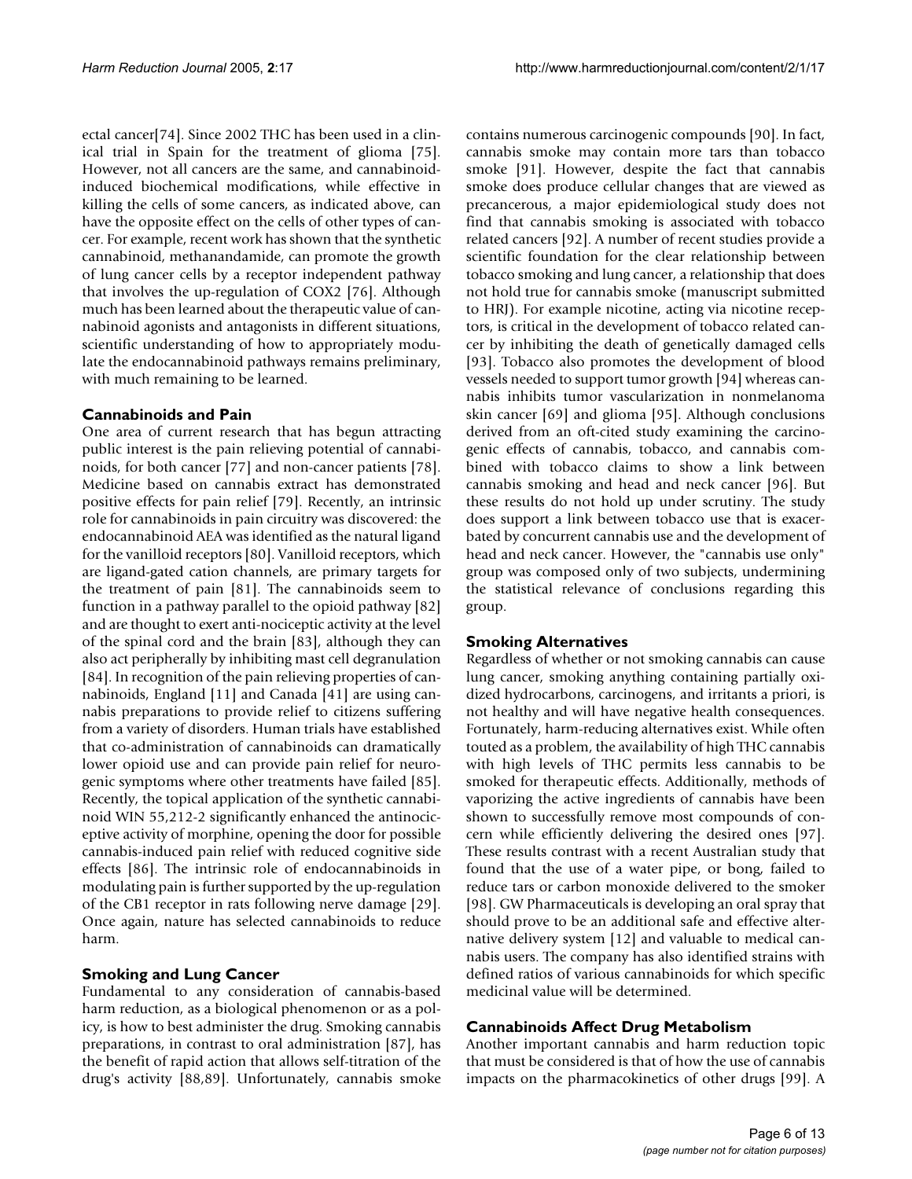ectal cancer[74]. Since 2002 THC has been used in a clinical trial in Spain for the treatment of glioma [75]. However, not all cancers are the same, and cannabinoid-induced biochemical modifications, while effective in killing the cells of some cancers, as indicated above, can have the opposite effect on the cells of other types of cancer. For example, recent work has shown that the synthetic cannabinoid, methanandamide, can promote the growth of lung cancer cells by a receptor independent pathway that involves the up-regulation of COX2 [76]. Although much has been learned about the therapeutic value of cannabinoid agonists and antagonists in different situations, scientific understanding of how to appropriately modulate the endocannabinoid pathways remains preliminary, with much remaining to be learned.

### Cannabinoids and Pain

One area of current research that has begun attracting public interest is the pain relieving potential of cannabinoids, for both cancer [77] and non-cancer patients [78]. Medicine based on cannabis extract has demonstrated positive effects for pain relief [79]. Recently, an intrinsic role for cannabinoids in pain circuitry was discovered: the endocannabinoid AEA was identified as the natural ligand for the vanilloid receptors [80]. Vanilloid receptors, which are ligand-gated cation channels, are primary targets for the treatment of pain [81]. The cannabinoids seem to function in a pathway parallel to the opioid pathway [82] and are thought to exert anti-nociceptic activity at the level of the spinal cord and the brain [83], although they can also act peripherally by inhibiting mast cell degranulation [84]. In recognition of the pain relieving properties of cannabinoids, England [11] and Canada [41] are using cannabis preparations to provide relief to citizens suffering from a variety of disorders. Human trials have established that co-administration of cannabinoids can dramatically lower opioid use and can provide pain relief for neurogenic symptoms where other treatments have failed [85]. Recently, the topical application of the synthetic cannabinoid WIN 55,212-2 significantly enhanced the antinociceptive activity of morphine, opening the door for possible cannabis-induced pain relief with reduced cognitive side effects [86]. The intrinsic role of endocannabinoids in modulating pain is further supported by the up-regulation of the CB1 receptor in rats following nerve damage [29]. Once again, nature has selected cannabinoids to reduce harm.

### Smoking and Lung Cancer

Fundamental to any consideration of cannabis-based harm reduction, as a biological phenomenon or as a policy, is how to best administer the drug. Smoking cannabis preparations, in contrast to oral administration [87], has the benefit of rapid action that allows self-titration of the drug's activity [88,89]. Unfortunately, cannabis smoke contains numerous carcinogenic compounds [90]. In fact, cannabis smoke may contain more tars than tobacco smoke [91]. However, despite the fact that cannabis smoke does produce cellular changes that are viewed as precancerous, a major epidemiological study does not find that cannabis smoking is associated with tobacco related cancers [92]. A number of recent studies provide a scientific foundation for the clear relationship between tobacco smoking and lung cancer, a relationship that does not hold true for cannabis smoke (manuscript submitted to HRJ). For example nicotine, acting via nicotine receptors, is critical in the development of tobacco related cancer by inhibiting the death of genetically damaged cells [93]. Tobacco also promotes the development of blood vessels needed to support tumor growth [94] whereas cannabis inhibits tumor vascularization in nonmelanoma skin cancer [69] and glioma [95]. Although conclusions derived from an oft-cited study examining the carcinogenic effects of cannabis, tobacco, and cannabis combined with tobacco claims to show a link between cannabis smoking and head and neck cancer [96]. But these results do not hold up under scrutiny. The study does support a link between tobacco use that is exacerbated by concurrent cannabis use and the development of head and neck cancer. However, the "cannabis use only" group was composed only of two subjects, undermining the statistical relevance of conclusions regarding this group.

### Smoking Alternatives

Regardless of whether or not smoking cannabis can cause lung cancer, smoking anything containing partially oxidized hydrocarbons, carcinogens, and irritants a priori, is not healthy and will have negative health consequences. Fortunately, harm-reducing alternatives exist. While often touted as a problem, the availability of high THC cannabis with high levels of THC permits less cannabis to be smoked for therapeutic effects. Additionally, methods of vaporizing the active ingredients of cannabis have been shown to successfully remove most compounds of concern while efficiently delivering the desired ones [97]. These results contrast with a recent Australian study that found that the use of a water pipe, or bong, failed to reduce tars or carbon monoxide delivered to the smoker [98]. GW Pharmaceuticals is developing an oral spray that should prove to be an additional safe and effective alternative delivery system [12] and valuable to medical cannabis users. The company has also identified strains with defined ratios of various cannabinoids for which specific medicinal value will be determined.

### Cannabinoids Affect Drug Metabolism

Another important cannabis and harm reduction topic that must be considered is that of how the use of cannabis impacts on the pharmacokinetics of other drugs [99]. A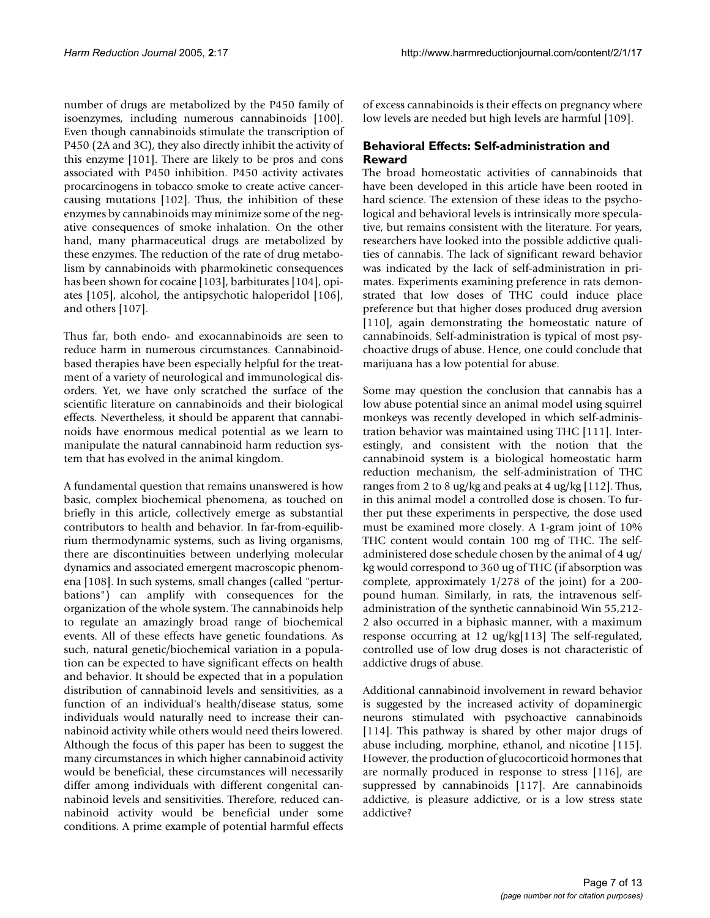number of drugs are metabolized by the P450 family of isoenzymes, including numerous cannabinoids [100]. Even though cannabinoids stimulate the transcription of P450 (2A and 3C), they also directly inhibit the activity of this enzyme [101]. There are likely to be pros and cons associated with P450 inhibition. P450 activity activates procarcinogens in tobacco smoke to create active cancer-causing mutations [102]. Thus, the inhibition of these enzymes by cannabinoids may minimize some of the negative consequences of smoke inhalation. On the other hand, many pharmaceutical drugs are metabolized by these enzymes. The reduction of the rate of drug metabolism by cannabinoids with pharmokinetic consequences has been shown for cocaine [103], barbiturates [104], opiates [105], alcohol, the antipsychotic haloperidol [106], and others [107].

Thus far, both endo- and exocannabinoids are seen to reduce harm in numerous circumstances. Cannabinoid-based therapies have been especially helpful for the treatment of a variety of neurological and immunological disorders. Yet, we have only scratched the surface of the scientific literature on cannabinoids and their biological effects. Nevertheless, it should be apparent that cannabinoids have enormous medical potential as we learn to manipulate the natural cannabinoid harm reduction system that has evolved in the animal kingdom.

A fundamental question that remains unanswered is how basic, complex biochemical phenomena, as touched on briefly in this article, collectively emerge as substantial contributors to health and behavior. In far-from-equilibrium thermodynamic systems, such as living organisms, there are discontinuities between underlying molecular dynamics and associated emergent macroscopic phenomena [108]. In such systems, small changes (called "perturbations") can amplify with consequences for the organization of the whole system. The cannabinoids help to regulate an amazingly broad range of biochemical events. All of these effects have genetic foundations. As such, natural genetic/biochemical variation in a population can be expected to have significant effects on health and behavior. It should be expected that in a population distribution of cannabinoid levels and sensitivities, as a function of an individual's health/disease status, some individuals would naturally need to increase their cannabinoid activity while others would need theirs lowered. Although the focus of this paper has been to suggest the many circumstances in which higher cannabinoid activity would be beneficial, these circumstances will necessarily differ among individuals with different congenital cannabinoid levels and sensitivities. Therefore, reduced cannabinoid activity would be beneficial under some conditions. A prime example of potential harmful effects of excess cannabinoids is their effects on pregnancy where low levels are needed but high levels are harmful [109].

### Behavioral Effects: Self-administration and Reward

The broad homeostatic activities of cannabinoids that have been developed in this article have been rooted in hard science. The extension of these ideas to the psychological and behavioral levels is intrinsically more speculative, but remains consistent with the literature. For years, researchers have looked into the possible addictive qualities of cannabis. The lack of significant reward behavior was indicated by the lack of self-administration in primates. Experiments examining preference in rats demonstrated that low doses of THC could induce place preference but that higher doses produced drug aversion [110], again demonstrating the homeostatic nature of cannabinoids. Self-administration is typical of most psychoactive drugs of abuse. Hence, one could conclude that marijuana has a low potential for abuse.

Some may question the conclusion that cannabis has a low abuse potential since an animal model using squirrel monkeys was recently developed in which self-administration behavior was maintained using THC [111]. Interestingly, and consistent with the notion that the cannabinoid system is a biological homeostatic harm reduction mechanism, the self-administration of THC ranges from 2 to 8 ug/kg and peaks at 4 ug/kg [112]. Thus, in this animal model a controlled dose is chosen. To further put these experiments in perspective, the dose used must be examined more closely. A 1-gram joint of 10% THC content would contain 100 mg of THC. The self-administered dose schedule chosen by the animal of 4 ug/kg would correspond to 360 ug of THC (if absorption was complete, approximately 1/278 of the joint) for a 200-pound human. Similarly, in rats, the intravenous self-administration of the synthetic cannabinoid Win 55,212-2 also occurred in a biphasic manner, with a maximum response occurring at 12 ug/kg[113] The self-regulated, controlled use of low drug doses is not characteristic of addictive drugs of abuse.

Additional cannabinoid involvement in reward behavior is suggested by the increased activity of dopaminergic neurons stimulated with psychoactive cannabinoids [114]. This pathway is shared by other major drugs of abuse including, morphine, ethanol, and nicotine [115]. However, the production of glucocorticoid hormones that are normally produced in response to stress [116], are suppressed by cannabinoids [117]. Are cannabinoids addictive, is pleasure addictive, or is a low stress state addictive?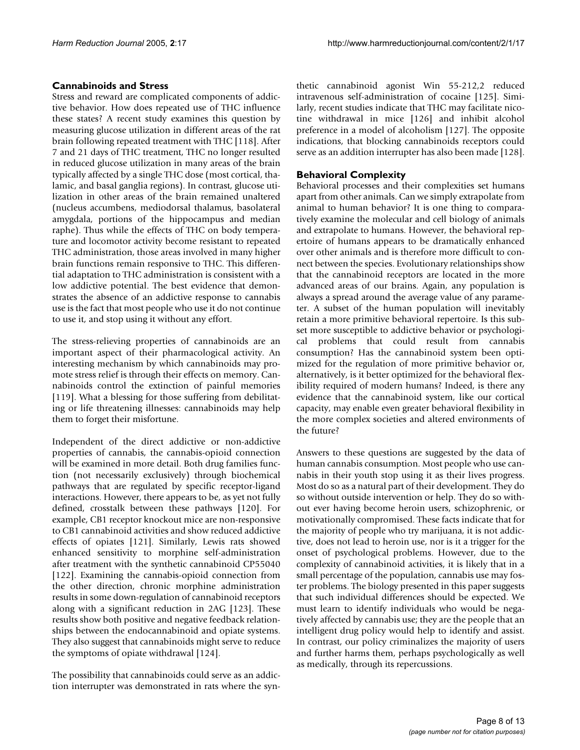## Cannabinoids and Stress

Stress and reward are complicated components of addictive behavior. How does repeated use of THC influence these states? A recent study examines this question by measuring glucose utilization in different areas of the rat brain following repeated treatment with THC [118]. After 7 and 21 days of THC treatment, THC no longer resulted in reduced glucose utilization in many areas of the brain typically affected by a single THC dose (most cortical, thalamic, and basal ganglia regions). In contrast, glucose utilization in other areas of the brain remained unaltered (nucleus accumbens, mediodorsal thalamus, basolateral amygdala, portions of the hippocampus and median raphe). Thus while the effects of THC on body temperature and locomotor activity become resistant to repeated THC administration, those areas involved in many higher brain functions remain responsive to THC. This differential adaptation to THC administration is consistent with a low addictive potential. The best evidence that demonstrates the absence of an addictive response to cannabis use is the fact that most people who use it do not continue to use it, and stop using it without any effort.

The stress-relieving properties of cannabinoids are an important aspect of their pharmacological activity. An interesting mechanism by which cannabinoids may promote stress relief is through their effects on memory. Cannabinoids control the extinction of painful memories [119]. What a blessing for those suffering from debilitating or life threatening illnesses: cannabinoids may help them to forget their misfortune.

Independent of the direct addictive or non-addictive properties of cannabis, the cannabis-opioid connection will be examined in more detail. Both drug families function (not necessarily exclusively) through biochemical pathways that are regulated by specific receptor-ligand interactions. However, there appears to be, as yet not fully defined, crosstalk between these pathways [120]. For example, CB1 receptor knockout mice are non-responsive to CB1 cannabinoid activities and show reduced addictive effects of opiates [121]. Similarly, Lewis rats showed enhanced sensitivity to morphine self-administration after treatment with the synthetic cannabinoid CP55040 [122]. Examining the cannabis-opioid connection from the other direction, chronic morphine administration results in some down-regulation of cannabinoid receptors along with a significant reduction in 2AG [123]. These results show both positive and negative feedback relationships between the endocannabinoid and opiate systems. They also suggest that cannabinoids might serve to reduce the symptoms of opiate withdrawal [124].

The possibility that cannabinoids could serve as an addiction interrupter was demonstrated in rats where the synthetic cannabinoid agonist Win 55-212,2 reduced intravenous self-administration of cocaine [125]. Similarly, recent studies indicate that THC may facilitate nicotine withdrawal in mice [126] and inhibit alcohol preference in a model of alcoholism [127]. The opposite indications, that blocking cannabinoids receptors could serve as an addition interrupter has also been made [128].

## Behavioral Complexity

Behavioral processes and their complexities set humans apart from other animals. Can we simply extrapolate from animal to human behavior? It is one thing to comparatively examine the molecular and cell biology of animals and extrapolate to humans. However, the behavioral repertoire of humans appears to be dramatically enhanced over other animals and is therefore more difficult to connect between the species. Evolutionary relationships show that the cannabinoid receptors are located in the more advanced areas of our brains. Again, any population is always a spread around the average value of any parameter. A subset of the human population will inevitably retain a more primitive behavioral repertoire. Is this subset more susceptible to addictive behavior or psychological problems that could result from cannabis consumption? Has the cannabinoid system been optimized for the regulation of more primitive behavior or, alternatively, is it better optimized for the behavioral flexibility required of modern humans? Indeed, is there any evidence that the cannabinoid system, like our cortical capacity, may enable even greater behavioral flexibility in the more complex societies and altered environments of the future?

Answers to these questions are suggested by the data of human cannabis consumption. Most people who use cannabis in their youth stop using it as their lives progress. Most do so as a natural part of their development. They do so without outside intervention or help. They do so without ever having become heroin users, schizophrenic, or motivationally compromised. These facts indicate that for the majority of people who try marijuana, it is not addictive, does not lead to heroin use, nor is it a trigger for the onset of psychological problems. However, due to the complexity of cannabinoid activities, it is likely that in a small percentage of the population, cannabis use may foster problems. The biology presented in this paper suggests that such individual differences should be expected. We must learn to identify individuals who would be negatively affected by cannabis use; they are the people that an intelligent drug policy would help to identify and assist. In contrast, our policy criminalizes the majority of users and further harms them, perhaps psychologically as well as medically, through its repercussions.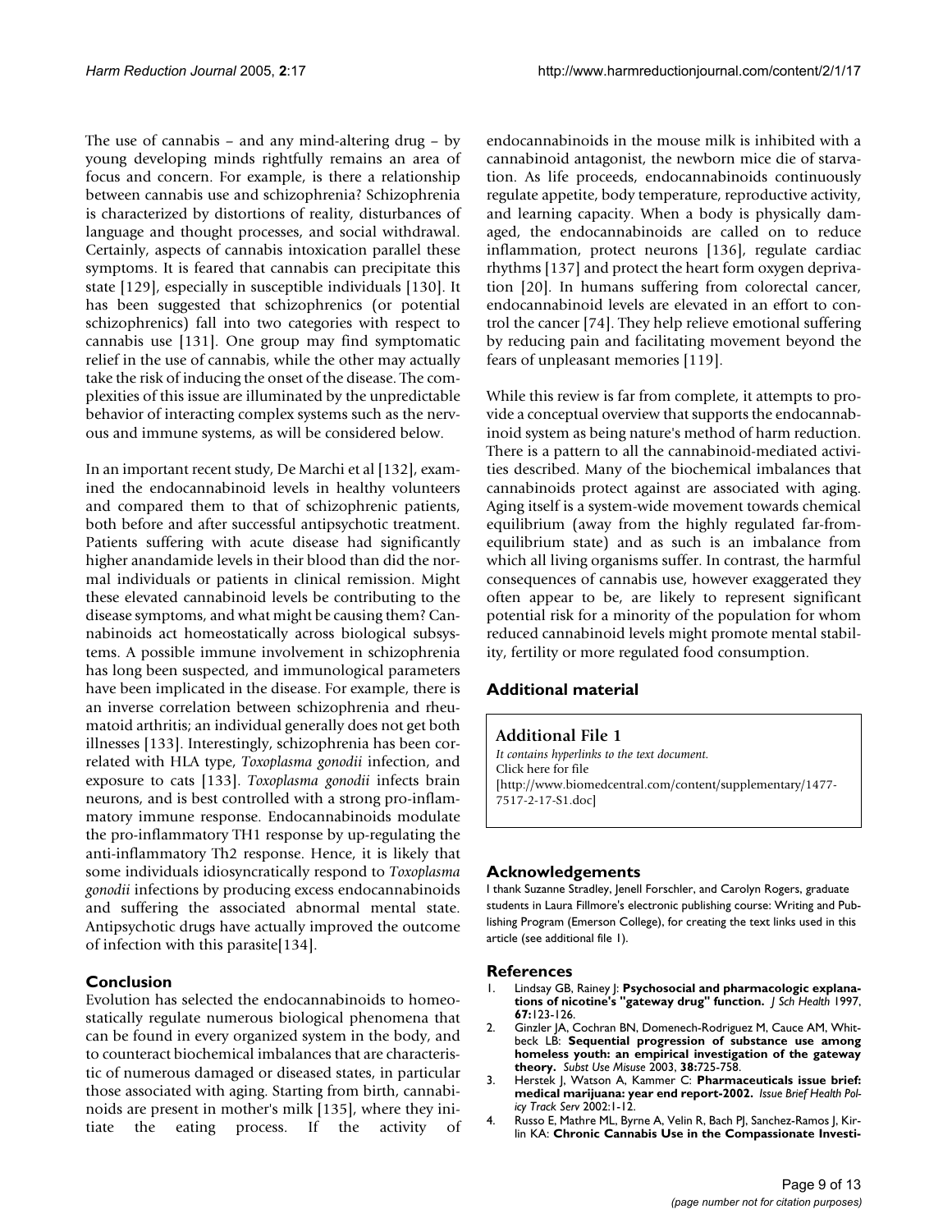The use of cannabis – and any mind-altering drug – by young developing minds rightfully remains an area of focus and concern. For example, is there a relationship between cannabis use and schizophrenia? Schizophrenia is characterized by distortions of reality, disturbances of language and thought processes, and social withdrawal. Certainly, aspects of cannabis intoxication parallel these symptoms. It is feared that cannabis can precipitate this state [129], especially in susceptible individuals [130]. It has been suggested that schizophrenics (or potential schizophrenics) fall into two categories with respect to cannabis use [131]. One group may find symptomatic relief in the use of cannabis, while the other may actually take the risk of inducing the onset of the disease. The complexities of this issue are illuminated by the unpredictable behavior of interacting complex systems such as the nervous and immune systems, as will be considered below.

In an important recent study, De Marchi et al [132], examined the endocannabinoid levels in healthy volunteers and compared them to that of schizophrenic patients, both before and after successful antipsychotic treatment. Patients suffering with acute disease had significantly higher anandamide levels in their blood than did the normal individuals or patients in clinical remission. Might these elevated cannabinoid levels be contributing to the disease symptoms, and what might be causing them? Cannabinoids act homeostatically across biological subsystems. A possible immune involvement in schizophrenia has long been suspected, and immunological parameters have been implicated in the disease. For example, there is an inverse correlation between schizophrenia and rheumatoid arthritis; an individual generally does not get both illnesses [133]. Interestingly, schizophrenia has been correlated with HLA type, *Toxoplasma gonodii* infection, and exposure to cats [133]. *Toxoplasma gonodii* infects brain neurons, and is best controlled with a strong pro-inflammatory immune response. Endocannabinoids modulate the pro-inflammatory TH1 response by up-regulating the anti-inflammatory Th2 response. Hence, it is likely that some individuals idiosyncratically respond to *Toxoplasma gonodii* infections by producing excess endocannabinoids and suffering the associated abnormal mental state. Antipsychotic drugs have actually improved the outcome of infection with this parasite[134].

## Conclusion

Evolution has selected the endocannabinoids to homeostatically regulate numerous biological phenomena that can be found in every organized system in the body, and to counteract biochemical imbalances that are characteristic of numerous damaged or diseased states, in particular those associated with aging. Starting from birth, cannabinoids are present in mother's milk [135], where they initiate the eating process. If the activity of endocannabinoids in the mouse milk is inhibited with a cannabinoid antagonist, the newborn mice die of starvation. As life proceeds, endocannabinoids continuously regulate appetite, body temperature, reproductive activity, and learning capacity. When a body is physically damaged, the endocannabinoids are called on to reduce inflammation, protect neurons [136], regulate cardiac rhythms [137] and protect the heart form oxygen deprivation [20]. In humans suffering from colorectal cancer, endocannabinoid levels are elevated in an effort to control the cancer [74]. They help relieve emotional suffering by reducing pain and facilitating movement beyond the fears of unpleasant memories [119].

While this review is far from complete, it attempts to provide a conceptual overview that supports the endocannabinoid system as being nature's method of harm reduction. There is a pattern to all the cannabinoid-mediated activities described. Many of the biochemical imbalances that cannabinoids protect against are associated with aging. Aging itself is a system-wide movement towards chemical equilibrium (away from the highly regulated far-from-equilibrium state) and as such is an imbalance from which all living organisms suffer. In contrast, the harmful consequences of cannabis use, however exaggerated they often appear to be, are likely to represent significant potential risk for a minority of the population for whom reduced cannabinoid levels might promote mental stability, fertility or more regulated food consumption.

## Additional material

**Additional File 1**
*It contains hyperlinks to the text document.*
Click here for file
[http://www.biomedcentral.com/content/supplementary/1477-7517-2-17-S1.doc]

## Acknowledgements

I thank Suzanne Stradley, Jenell Forschler, and Carolyn Rogers, graduate students in Laura Fillmore's electronic publishing course: Writing and Publishing Program (Emerson College), for creating the text links used in this article (see additional file 1).

## References

1. Lindsay GB, Rainey J: **Psychosocial and pharmacologic explanations of nicotine's "gateway drug" function.** *J Sch Health* 1997, **67:**123-126.
2. Ginzler JA, Cochran BN, Domenech-Rodriguez M, Cauce AM, Whitbeck LB: **Sequential progression of substance use among homeless youth: an empirical investigation of the gateway theory.** *Subst Use Misuse* 2003, **38:**725-758.
3. Herstek J, Watson A, Kammer C: **Pharmaceuticals issue brief: medical marijuana: year end report-2002.** *Issue Brief Health Policy Track Serv* 2002:1-12.
4. Russo E, Mathre ML, Byrne A, Velin R, Bach PJ, Sanchez-Ramos J, Kirlin KA: **Chronic Cannabis Use in the Compassionate Investi-**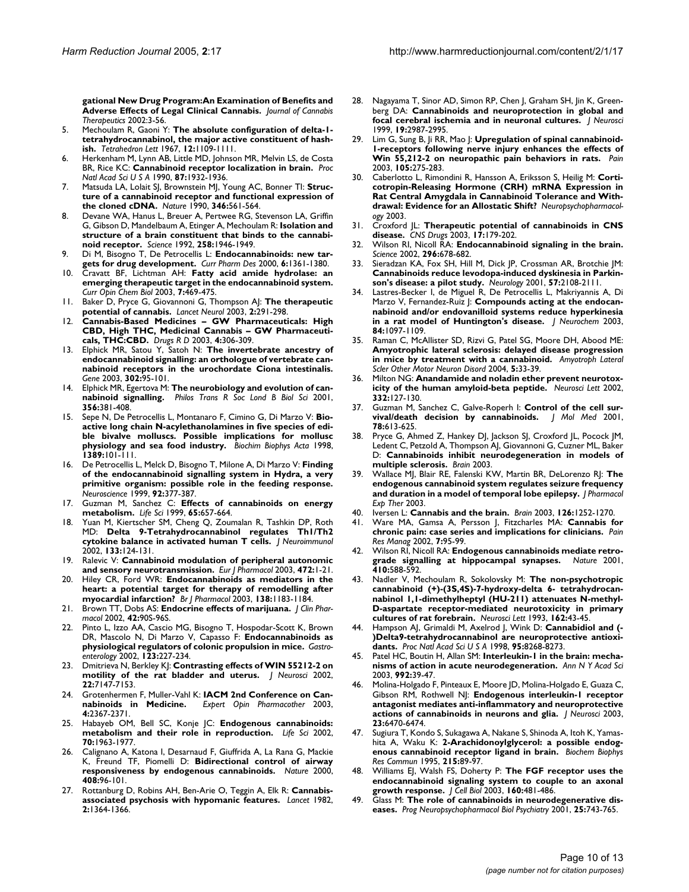**gational New Drug Program:An Examination of Benefits and Adverse Effects of Legal Clinical Cannabis.** *Journal of Cannabis Therapeutics* 2002:3-56.

5. Mechoulam R, Gaoni Y: **The absolute configuration of delta-1-tetrahydrocannabinol, the major active constituent of hashish.** *Tetrahedron Lett* 1967, **12:**1109-1111.
6. Herkenham M, Lynn AB, Little MD, Johnson MR, Melvin LS, de Costa BR, Rice KC: **Cannabinoid receptor localization in brain.** *Proc Natl Acad Sci U S A* 1990, **87:**1932-1936.
7. Matsuda LA, Lolait SJ, Brownstein MJ, Young AC, Bonner TI: **Structure of a cannabinoid receptor and functional expression of the cloned cDNA.** *Nature* 1990, **346:**561-564.
8. Devane WA, Hanus L, Breuer A, Pertwee RG, Stevenson LA, Griffin G, Gibson D, Mandelbaum A, Etinger A, Mechoulam R: **Isolation and structure of a brain constituent that binds to the cannabinoid receptor.** *Science* 1992, **258:**1946-1949.
9. Di M, Bisogno T, De Petrocellis L: **Endocannabinoids: new targets for drug development.** *Curr Pharm Des* 2000, **6:**1361-1380.
10. Cravatt BF, Lichtman AH: **Fatty acid amide hydrolase: an emerging therapeutic target in the endocannabinoid system.** *Curr Opin Chem Biol* 2003, **7:**469-475.
11. Baker D, Pryce G, Giovannoni G, Thompson AJ: **The therapeutic potential of cannabis.** *Lancet Neurol* 2003, **2:**291-298.
12. **Cannabis-Based Medicines – GW Pharmaceuticals: High CBD, High THC, Medicinal Cannabis – GW Pharmaceuticals, THC:CBD.** *Drugs R D* 2003, **4:**306-309.
13. Elphick MR, Satou Y, Satoh N: **The invertebrate ancestry of endocannabinoid signalling: an orthologue of vertebrate cannabinoid receptors in the urochordate Ciona intestinalis.** *Gene* 2003, **302:**95-101.
14. Elphick MR, Egertova M: **The neurobiology and evolution of cannabinoid signalling.** *Philos Trans R Soc Lond B Biol Sci* 2001, **356:**381-408.
15. Sepe N, De Petrocellis L, Montanaro F, Cimino G, Di Marzo V: **Bioactive long chain N-acylethanolamines in five species of edible bivalve molluscs. Possible implications for mollusc physiology and sea food industry.** *Biochim Biophys Acta* 1998, **1389:**101-111.
16. De Petrocellis L, Melck D, Bisogno T, Milone A, Di Marzo V: **Finding of the endocannabinoid signalling system in Hydra, a very primitive organism: possible role in the feeding response.** *Neuroscience* 1999, **92:**377-387.
17. Guzman M, Sanchez C: **Effects of cannabinoids on energy metabolism.** *Life Sci* 1999, **65:**657-664.
18. Yuan M, Kiertscher SM, Cheng Q, Zoumalan R, Tashkin DP, Roth MD: **Delta 9-Tetrahydrocannabinol regulates Th1/Th2 cytokine balance in activated human T cells.** *J Neuroimmunol* 2002, **133:**124-131.
19. Ralevic V: **Cannabinoid modulation of peripheral autonomic and sensory neurotransmission.** *Eur J Pharmacol* 2003, **472:**1-21.
20. Hiley CR, Ford WR: **Endocannabinoids as mediators in the heart: a potential target for therapy of remodelling after myocardial infarction?** *Br J Pharmacol* 2003, **138:**1183-1184.
21. Brown TT, Dobs AS: **Endocrine effects of marijuana.** *J Clin Pharmacol* 2002, **42:**90S-96S.
22. Pinto L, Izzo AA, Cascio MG, Bisogno T, Hospodar-Scott K, Brown DR, Mascolo N, Di Marzo V, Capasso F: **Endocannabinoids as physiological regulators of colonic propulsion in mice.** *Gastroenterology* 2002, **123:**227-234.
23. Dmitrieva N, Berkley KJ: **Contrasting effects of WIN 55212-2 on motility of the rat bladder and uterus.** *J Neurosci* 2002, **22:**7147-7153.
24. Grotenhermen F, Muller-Vahl K: **IACM 2nd Conference on Cannabinoids in Medicine.** *Expert Opin Pharmacother* 2003, **4:**2367-2371.
25. Habayeb OM, Bell SC, Konje JC: **Endogenous cannabinoids: metabolism and their role in reproduction.** *Life Sci* 2002, **70:**1963-1977.
26. Calignano A, Katona I, Desarnaud F, Giuffrida A, La Rana G, Mackie K, Freund TF, Piomelli D: **Bidirectional control of airway responsiveness by endogenous cannabinoids.** *Nature* 2000, **408:**96-101.
27. Rottanburg D, Robins AH, Ben-Arie O, Teggin A, Elk R: **Cannabis-associated psychosis with hypomanic features.** *Lancet* 1982, **2:**1364-1366.
28. Nagayama T, Sinor AD, Simon RP, Chen J, Graham SH, Jin K, Greenberg DA: **Cannabinoids and neuroprotection in global and focal cerebral ischemia and in neuronal cultures.** *J Neurosci* 1999, **19:**2987-2995.
29. Lim G, Sung B, Ji RR, Mao J: **Upregulation of spinal cannabinoid-1-receptors following nerve injury enhances the effects of Win 55,212-2 on neuropathic pain behaviors in rats.** *Pain* 2003, **105:**275-283.
30. Caberlotto L, Rimondini R, Hansson A, Eriksson S, Heilig M: **Corticotropin-Releasing Hormone (CRH) mRNA Expression in Rat Central Amygdala in Cannabinoid Tolerance and Withdrawal: Evidence for an Allostatic Shift?** *Neuropsychopharmacology* 2003.
31. Croxford JL: **Therapeutic potential of cannabinoids in CNS disease.** *CNS Drugs* 2003, **17:**179-202.
32. Wilson RI, Nicoll RA: **Endocannabinoid signaling in the brain.** *Science* 2002, **296:**678-682.
33. Sieradzan KA, Fox SH, Hill M, Dick JP, Crossman AR, Brotchie JM: **Cannabinoids reduce levodopa-induced dyskinesia in Parkinson's disease: a pilot study.** *Neurology* 2001, **57:**2108-2111.
34. Lastres-Becker I, de Miguel R, De Petrocellis L, Makriyannis A, Di Marzo V, Fernandez-Ruiz J: **Compounds acting at the endocannabinoid and/or endovanilloid systems reduce hyperkinesia in a rat model of Huntington's disease.** *J Neurochem* 2003, **84:**1097-1109.
35. Raman C, McAllister SD, Rizvi G, Patel SG, Moore DH, Abood ME: **Amyotrophic lateral sclerosis: delayed disease progression in mice by treatment with a cannabinoid.** *Amyotroph Lateral Scler Other Motor Neuron Disord* 2004, **5:**33-39.
36. Milton NG: **Anandamide and noladin ether prevent neurotoxicity of the human amyloid-beta peptide.** *Neurosci Lett* 2002, **332:**127-130.
37. Guzman M, Sanchez C, Galve-Roperh I: **Control of the cell survival/death decision by cannabinoids.** *J Mol Med* 2001, **78:**613-625.
38. Pryce G, Ahmed Z, Hankey DJ, Jackson SJ, Croxford JL, Pocock JM, Ledent C, Petzold A, Thompson AJ, Giovannoni G, Cuzner ML, Baker D: **Cannabinoids inhibit neurodegeneration in models of multiple sclerosis.** *Brain* 2003.
39. Wallace MJ, Blair RE, Falenski KW, Martin BR, DeLorenzo RJ: **The endogenous cannabinoid system regulates seizure frequency and duration in a model of temporal lobe epilepsy.** *J Pharmacol Exp Ther* 2003.
40. Iversen L: **Cannabis and the brain.** *Brain* 2003, **126:**1252-1270.
41. Ware MA, Gamsa A, Persson J, Fitzcharles MA: **Cannabis for chronic pain: case series and implications for clinicians.** *Pain Res Manag* 2002, **7:**95-99.
42. Wilson RI, Nicoll RA: **Endogenous cannabinoids mediate retrograde signalling at hippocampal synapses.** *Nature* 2001, **410:**588-592.
43. Nadler V, Mechoulam R, Sokolovsky M: **The non-psychotropic cannabinoid (+)-(3S,4S)-7-hydroxy-delta 6- tetrahydrocannabinol 1,1-dimethylheptyl (HU-211) attenuates N-methyl-D-aspartate receptor-mediated neurotoxicity in primary cultures of rat forebrain.** *Neurosci Lett* 1993, **162:**43-45.
44. Hampson AJ, Grimaldi M, Axelrod J, Wink D: **Cannabidiol and (-)Delta9-tetrahydrocannabinol are neuroprotective antioxidants.** *Proc Natl Acad Sci U S A* 1998, **95:**8268-8273.
45. Patel HC, Boutin H, Allan SM: **Interleukin-1 in the brain: mechanisms of action in acute neurodegeneration.** *Ann N Y Acad Sci* 2003, **992:**39-47.
46. Molina-Holgado F, Pinteaux E, Moore JD, Molina-Holgado E, Guaza C, Gibson RM, Rothwell NJ: **Endogenous interleukin-1 receptor antagonist mediates anti-inflammatory and neuroprotective actions of cannabinoids in neurons and glia.** *J Neurosci* 2003, **23:**6470-6474.
47. Sugiura T, Kondo S, Sukagawa A, Nakane S, Shinoda A, Itoh K, Yamashita A, Waku K: **2-Arachidonoylglycerol: a possible endogenous cannabinoid receptor ligand in brain.** *Biochem Biophys Res Commun* 1995, **215:**89-97.
48. Williams EJ, Walsh FS, Doherty P: **The FGF receptor uses the endocannabinoid signaling system to couple to an axonal growth response.** *J Cell Biol* 2003, **160:**481-486.
49. Glass M: **The role of cannabinoids in neurodegenerative diseases.** *Prog Neuropsychopharmacol Biol Psychiatry* 2001, **25:**743-765.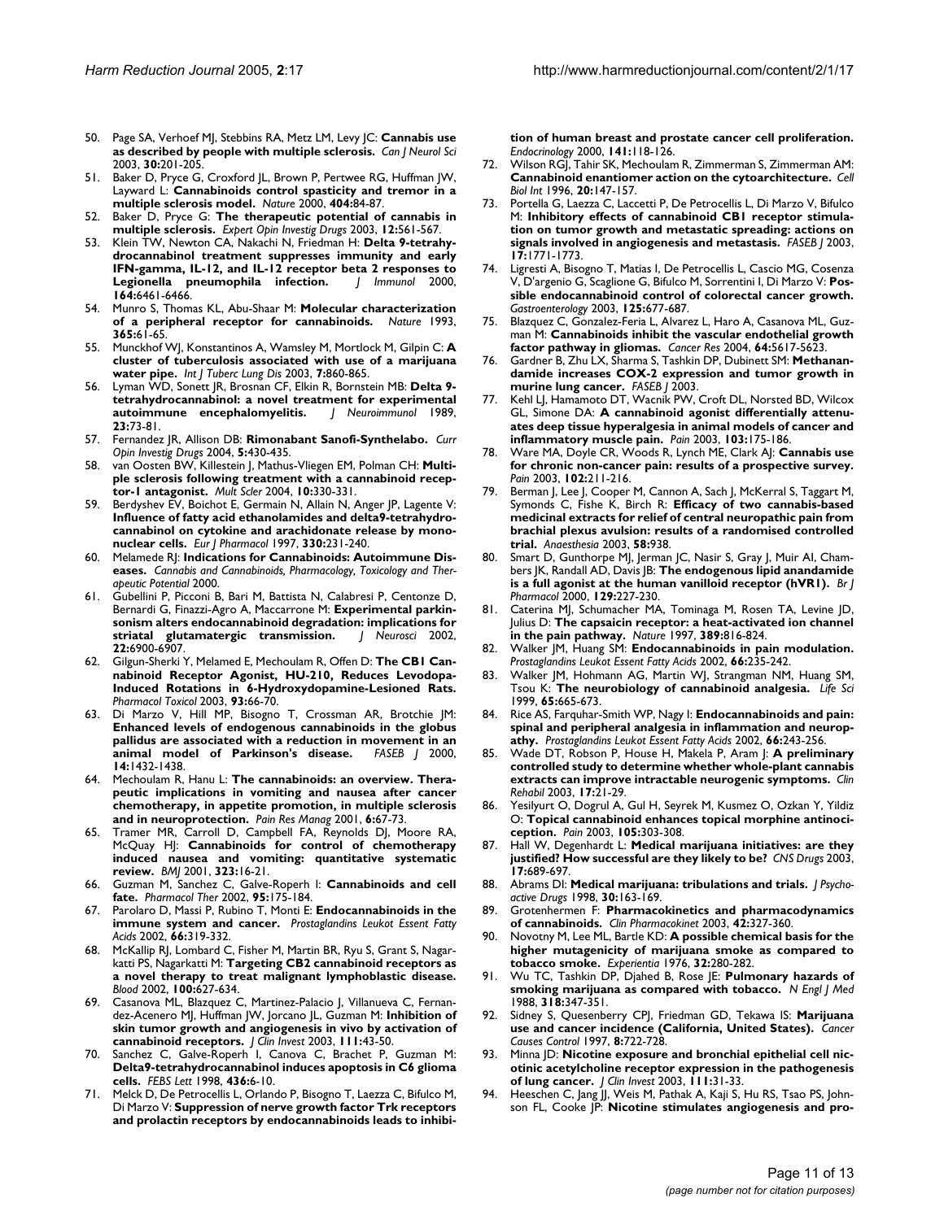50. Page SA, Verhoef MJ, Stebbins RA, Metz LM, Levy JC: **Cannabis use as described by people with multiple sclerosis.** *Can J Neurol Sci* 2003, **30:**201-205.
51. Baker D, Pryce G, Croxford JL, Brown P, Pertwee RG, Huffman JW, Layward L: **Cannabinoids control spasticity and tremor in a multiple sclerosis model.** *Nature* 2000, **404:**84-87.
52. Baker D, Pryce G: **The therapeutic potential of cannabis in multiple sclerosis.** *Expert Opin Investig Drugs* 2003, **12:**561-567.
53. Klein TW, Newton CA, Nakachi N, Friedman H: **Delta 9-tetrahydrocannabinol treatment suppresses immunity and early IFN-gamma, IL-12, and IL-12 receptor beta 2 responses to Legionella pneumophila infection.** *J Immunol* 2000, **164:**6461-6466.
54. Munro S, Thomas KL, Abu-Shaar M: **Molecular characterization of a peripheral receptor for cannabinoids.** *Nature* 1993, **365:**61-65.
55. Munckhof WJ, Konstantinos A, Wamsley M, Mortlock M, Gilpin C: **A cluster of tuberculosis associated with use of a marijuana water pipe.** *Int J Tuberc Lung Dis* 2003, **7:**860-865.
56. Lyman WD, Sonett JR, Brosnan CF, Elkin R, Bornstein MB: **Delta 9-tetrahydrocannabinol: a novel treatment for experimental autoimmune encephalomyelitis.** *J Neuroimmunol* 1989, **23:**73-81.
57. Fernandez JR, Allison DB: **Rimonabant Sanofi-Synthelabo.** *Curr Opin Investig Drugs* 2004, **5:**430-435.
58. van Oosten BW, Killestein J, Mathus-Vliegen EM, Polman CH: **Multiple sclerosis following treatment with a cannabinoid receptor-1 antagonist.** *Mult Scler* 2004, **10:**330-331.
59. Berdyshev EV, Boichot E, Germain N, Allain N, Anger JP, Lagente V: **Influence of fatty acid ethanolamides and delta9-tetrahydrocannabinol on cytokine and arachidonate release by mononuclear cells.** *Eur J Pharmacol* 1997, **330:**231-240.
60. Melamede RJ: **Indications for Cannabinoids: Autoimmune Diseases.** *Cannabis and Cannabinoids, Pharmacology, Toxicology and Therapeutic Potential* 2000.
61. Gubellini P, Picconi B, Bari M, Battista N, Calabresi P, Centonze D, Bernardi G, Finazzi-Agro A, Maccarrone M: **Experimental parkinsonism alters endocannabinoid degradation: implications for striatal glutamatergic transmission.** *J Neurosci* 2002, **22:**6900-6907.
62. Gilgun-Sherki Y, Melamed E, Mechoulam R, Offen D: **The CB1 Cannabinoid Receptor Agonist, HU-210, Reduces Levodopa-Induced Rotations in 6-Hydroxydopamine-Lesioned Rats.** *Pharmacol Toxicol* 2003, **93:**66-70.
63. Di Marzo V, Hill MP, Bisogno T, Crossman AR, Brotchie JM: **Enhanced levels of endogenous cannabinoids in the globus pallidus are associated with a reduction in movement in an animal model of Parkinson's disease.** *FASEB J* 2000, **14:**1432-1438.
64. Mechoulam R, Hanu L: **The cannabinoids: an overview. Therapeutic implications in vomiting and nausea after cancer chemotherapy, in appetite promotion, in multiple sclerosis and in neuroprotection.** *Pain Res Manag* 2001, **6:**67-73.
65. Tramer MR, Carroll D, Campbell FA, Reynolds DJ, Moore RA, McQuay HJ: **Cannabinoids for control of chemotherapy induced nausea and vomiting: quantitative systematic review.** *BMJ* 2001, **323:**16-21.
66. Guzman M, Sanchez C, Galve-Roperh I: **Cannabinoids and cell fate.** *Pharmacol Ther* 2002, **95:**175-184.
67. Parolaro D, Massi P, Rubino T, Monti E: **Endocannabinoids in the immune system and cancer.** *Prostaglandins Leukot Essent Fatty Acids* 2002, **66:**319-332.
68. McKallip RJ, Lombard C, Fisher M, Martin BR, Ryu S, Grant S, Nagarkatti PS, Nagarkatti M: **Targeting CB2 cannabinoid receptors as a novel therapy to treat malignant lymphoblastic disease.** *Blood* 2002, **100:**627-634.
69. Casanova ML, Blazquez C, Martinez-Palacio J, Villanueva C, Fernandez-Acenero MJ, Huffman JW, Jorcano JL, Guzman M: **Inhibition of skin tumor growth and angiogenesis in vivo by activation of cannabinoid receptors.** *J Clin Invest* 2003, **111:**43-50.
70. Sanchez C, Galve-Roperh I, Canova C, Brachet P, Guzman M: **Delta9-tetrahydrocannabinol induces apoptosis in C6 glioma cells.** *FEBS Lett* 1998, **436:**6-10.
71. Melck D, De Petrocellis L, Orlando P, Bisogno T, Laezza C, Bifulco M, Di Marzo V: **Suppression of nerve growth factor Trk receptors and prolactin receptors by endocannabinoids leads to inhibition of human breast and prostate cancer cell proliferation.** *Endocrinology* 2000, **141:**118-126.
72. Wilson RGJ, Tahir SK, Mechoulam R, Zimmerman S, Zimmerman AM: **Cannabinoid enantiomer action on the cytoarchitecture.** *Cell Biol Int* 1996, **20:**147-157.
73. Portella G, Laezza C, Laccetti P, De Petrocellis L, Di Marzo V, Bifulco M: **Inhibitory effects of cannabinoid CB1 receptor stimulation on tumor growth and metastatic spreading: actions on signals involved in angiogenesis and metastasis.** *FASEB J* 2003, **17:**1771-1773.
74. Ligresti A, Bisogno T, Matias I, De Petrocellis L, Cascio MG, Cosenza V, D'argenio G, Scaglione G, Bifulco M, Sorrentini I, Di Marzo V: **Possible endocannabinoid control of colorectal cancer growth.** *Gastroenterology* 2003, **125:**677-687.
75. Blazquez C, Gonzalez-Feria L, Alvarez L, Haro A, Casanova ML, Guzman M: **Cannabinoids inhibit the vascular endothelial growth factor pathway in gliomas.** *Cancer Res* 2004, **64:**5617-5623.
76. Gardner B, Zhu LX, Sharma S, Tashkin DP, Dubinett SM: **Methanandamide increases COX-2 expression and tumor growth in murine lung cancer.** *FASEB J* 2003.
77. Kehl LJ, Hamamoto DT, Wacnik PW, Croft DL, Norsted BD, Wilcox GL, Simone DA: **A cannabinoid agonist differentially attenuates deep tissue hyperalgesia in animal models of cancer and inflammatory muscle pain.** *Pain* 2003, **103:**175-186.
78. Ware MA, Doyle CR, Woods R, Lynch ME, Clark AJ: **Cannabis use for chronic non-cancer pain: results of a prospective survey.** *Pain* 2003, **102:**211-216.
79. Berman J, Lee J, Cooper M, Cannon A, Sach J, McKerral S, Taggart M, Symonds C, Fishe K, Birch R: **Efficacy of two cannabis-based medicinal extracts for relief of central neuropathic pain from brachial plexus avulsion: results of a randomised controlled trial.** *Anaesthesia* 2003, **58:**938.
80. Smart D, Gunthorpe MJ, Jerman JC, Nasir S, Gray J, Muir AI, Chambers JK, Randall AD, Davis JB: **The endogenous lipid anandamide is a full agonist at the human vanilloid receptor (hVR1).** *Br J Pharmacol* 2000, **129:**227-230.
81. Caterina MJ, Schumacher MA, Tominaga M, Rosen TA, Levine JD, Julius D: **The capsaicin receptor: a heat-activated ion channel in the pain pathway.** *Nature* 1997, **389:**816-824.
82. Walker JM, Huang SM: **Endocannabinoids in pain modulation.** *Prostaglandins Leukot Essent Fatty Acids* 2002, **66:**235-242.
83. Walker JM, Hohmann AG, Martin WJ, Strangman NM, Huang SM, Tsou K: **The neurobiology of cannabinoid analgesia.** *Life Sci* 1999, **65:**665-673.
84. Rice AS, Farquhar-Smith WP, Nagy I: **Endocannabinoids and pain: spinal and peripheral analgesia in inflammation and neuropathy.** *Prostaglandins Leukot Essent Fatty Acids* 2002, **66:**243-256.
85. Wade DT, Robson P, House H, Makela P, Aram J: **A preliminary controlled study to determine whether whole-plant cannabis extracts can improve intractable neurogenic symptoms.** *Clin Rehabil* 2003, **17:**21-29.
86. Yesilyurt O, Dogrul A, Gul H, Seyrek M, Kusmez O, Ozkan Y, Yildiz O: **Topical cannabinoid enhances topical morphine antinociception.** *Pain* 2003, **105:**303-308.
87. Hall W, Degenhardt L: **Medical marijuana initiatives: are they justified? How successful are they likely to be?** *CNS Drugs* 2003, **17:**689-697.
88. Abrams DI: **Medical marijuana: tribulations and trials.** *J Psychoactive Drugs* 1998, **30:**163-169.
89. Grotenhermen F: **Pharmacokinetics and pharmacodynamics of cannabinoids.** *Clin Pharmacokinet* 2003, **42:**327-360.
90. Novotny M, Lee ML, Bartle KD: **A possible chemical basis for the higher mutagenicity of marijuana smoke as compared to tobacco smoke.** *Experientia* 1976, **32:**280-282.
91. Wu TC, Tashkin DP, Djahed B, Rose JE: **Pulmonary hazards of smoking marijuana as compared with tobacco.** *N Engl J Med* 1988, **318:**347-351.
92. Sidney S, Quesenberry CPJ, Friedman GD, Tekawa IS: **Marijuana use and cancer incidence (California, United States).** *Cancer Causes Control* 1997, **8:**722-728.
93. Minna JD: **Nicotine exposure and bronchial epithelial cell nicotinic acetylcholine receptor expression in the pathogenesis of lung cancer.** *J Clin Invest* 2003, **111:**31-33.
94. Heeschen C, Jang JJ, Weis M, Pathak A, Kaji S, Hu RS, Tsao PS, Johnson FL, Cooke JP: **Nicotine stimulates angiogenesis and pro-**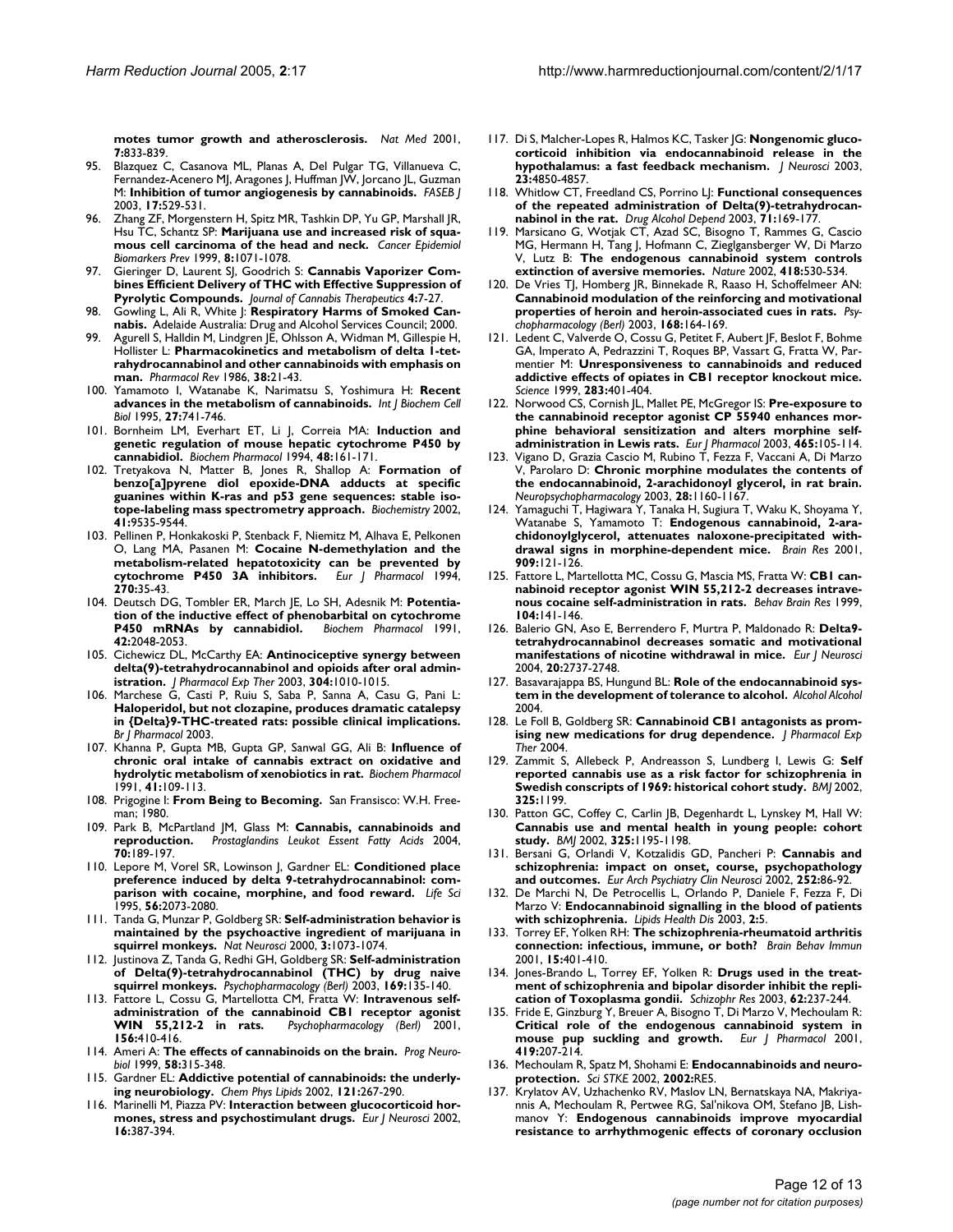**motes tumor growth and atherosclerosis.** *Nat Med* 2001, **7:**833-839.

95. Blazquez C, Casanova ML, Planas A, Del Pulgar TG, Villanueva C, Fernandez-Acenero MJ, Aragones J, Huffman JW, Jorcano JL, Guzman M: **Inhibition of tumor angiogenesis by cannabinoids.** *FASEB J* 2003, **17:**529-531.
96. Zhang ZF, Morgenstern H, Spitz MR, Tashkin DP, Yu GP, Marshall JR, Hsu TC, Schantz SP: **Marijuana use and increased risk of squamous cell carcinoma of the head and neck.** *Cancer Epidemiol Biomarkers Prev* 1999, **8:**1071-1078.
97. Gieringer D, Laurent SJ, Goodrich S: **Cannabis Vaporizer Combines Efficient Delivery of THC with Effective Suppression of Pyrolytic Compounds.** *Journal of Cannabis Therapeutics* **4:**7-27.
98. Gowling L, Ali R, White J: **Respiratory Harms of Smoked Cannabis.** Adelaide Australia: Drug and Alcohol Services Council; 2000.
99. Agurell S, Halldin M, Lindgren JE, Ohlsson A, Widman M, Gillespie H, Hollister L: **Pharmacokinetics and metabolism of delta 1-tetrahydrocannabinol and other cannabinoids with emphasis on man.** *Pharmacol Rev* 1986, **38:**21-43.
100. Yamamoto I, Watanabe K, Narimatsu S, Yoshimura H: **Recent advances in the metabolism of cannabinoids.** *Int J Biochem Cell Biol* 1995, **27:**741-746.
101. Bornheim LM, Everhart ET, Li J, Correia MA: **Induction and genetic regulation of mouse hepatic cytochrome P450 by cannabidiol.** *Biochem Pharmacol* 1994, **48:**161-171.
102. Tretyakova N, Matter B, Jones R, Shallop A: **Formation of benzo[a]pyrene diol epoxide-DNA adducts at specific guanines within K-ras and p53 gene sequences: stable isotope-labeling mass spectrometry approach.** *Biochemistry* 2002, **41:**9535-9544.
103. Pellinen P, Honkakoski P, Stenback F, Niemitz M, Alhava E, Pelkonen O, Lang MA, Pasanen M: **Cocaine N-demethylation and the metabolism-related hepatotoxicity can be prevented by cytochrome P450 3A inhibitors.** *Eur J Pharmacol* 1994, **270:**35-43.
104. Deutsch DG, Tombler ER, March JE, Lo SH, Adesnik M: **Potentiation of the inductive effect of phenobarbital on cytochrome P450 mRNAs by cannabidiol.** *Biochem Pharmacol* 1991, **42:**2048-2053.
105. Cichewicz DL, McCarthy EA: **Antinociceptive synergy between delta(9)-tetrahydrocannabinol and opioids after oral administration.** *J Pharmacol Exp Ther* 2003, **304:**1010-1015.
106. Marchese G, Casti P, Ruiu S, Saba P, Sanna A, Casu G, Pani L: **Haloperidol, but not clozapine, produces dramatic catalepsy in {Delta}9-THC-treated rats: possible clinical implications.** *Br J Pharmacol* 2003.
107. Khanna P, Gupta MB, Gupta GP, Sanwal GG, Ali B: **Influence of chronic oral intake of cannabis extract on oxidative and hydrolytic metabolism of xenobiotics in rat.** *Biochem Pharmacol* 1991, **41:**109-113.
108. Prigogine I: **From Being to Becoming.** San Fransisco: W.H. Freeman; 1980.
109. Park B, McPartland JM, Glass M: **Cannabis, cannabinoids and reproduction.** *Prostaglandins Leukot Essent Fatty Acids* 2004, **70:**189-197.
110. Lepore M, Vorel SR, Lowinson J, Gardner EL: **Conditioned place preference induced by delta 9-tetrahydrocannabinol: comparison with cocaine, morphine, and food reward.** *Life Sci* 1995, **56:**2073-2080.
111. Tanda G, Munzar P, Goldberg SR: **Self-administration behavior is maintained by the psychoactive ingredient of marijuana in squirrel monkeys.** *Nat Neurosci* 2000, **3:**1073-1074.
112. Justinova Z, Tanda G, Redhi GH, Goldberg SR: **Self-administration of Delta(9)-tetrahydrocannabinol (THC) by drug naive squirrel monkeys.** *Psychopharmacology (Berl)* 2003, **169:**135-140.
113. Fattore L, Cossu G, Martellotta CM, Fratta W: **Intravenous self-administration of the cannabinoid CB1 receptor agonist WIN 55,212-2 in rats.** *Psychopharmacology (Berl)* 2001, **156:**410-416.
114. Ameri A: **The effects of cannabinoids on the brain.** *Prog Neurobiol* 1999, **58:**315-348.
115. Gardner EL: **Addictive potential of cannabinoids: the underlying neurobiology.** *Chem Phys Lipids* 2002, **121:**267-290.
116. Marinelli M, Piazza PV: **Interaction between glucocorticoid hormones, stress and psychostimulant drugs.** *Eur J Neurosci* 2002, **16:**387-394.
117. Di S, Malcher-Lopes R, Halmos KC, Tasker JG: **Nongenomic glucocorticoid inhibition via endocannabinoid release in the hypothalamus: a fast feedback mechanism.** *J Neurosci* 2003, **23:**4850-4857.
118. Whitlow CT, Freedland CS, Porrino LJ: **Functional consequences of the repeated administration of Delta(9)-tetrahydrocannabinol in the rat.** *Drug Alcohol Depend* 2003, **71:**169-177.
119. Marsicano G, Wotjak CT, Azad SC, Bisogno T, Rammes G, Cascio MG, Hermann H, Tang J, Hofmann C, Zieglgansberger W, Di Marzo V, Lutz B: **The endogenous cannabinoid system controls extinction of aversive memories.** *Nature* 2002, **418:**530-534.
120. De Vries TJ, Homberg JR, Binnekade R, Raaso H, Schoffelmeer AN: **Cannabinoid modulation of the reinforcing and motivational properties of heroin and heroin-associated cues in rats.** *Psychopharmacology (Berl)* 2003, **168:**164-169.
121. Ledent C, Valverde O, Cossu G, Petitet F, Aubert JF, Beslot F, Bohme GA, Imperato A, Pedrazzini T, Roques BP, Vassart G, Fratta W, Parmentier M: **Unresponsiveness to cannabinoids and reduced addictive effects of opiates in CB1 receptor knockout mice.** *Science* 1999, **283:**401-404.
122. Norwood CS, Cornish JL, Mallet PE, McGregor IS: **Pre-exposure to the cannabinoid receptor agonist CP 55940 enhances morphine behavioral sensitization and alters morphine self-administration in Lewis rats.** *Eur J Pharmacol* 2003, **465:**105-114.
123. Vigano D, Grazia Cascio M, Rubino T, Fezza F, Vaccani A, Di Marzo V, Parolaro D: **Chronic morphine modulates the contents of the endocannabinoid, 2-arachidonoyl glycerol, in rat brain.** *Neuropsychopharmacology* 2003, **28:**1160-1167.
124. Yamaguchi T, Hagiwara Y, Tanaka H, Sugiura T, Waku K, Shoyama Y, Watanabe S, Yamamoto T: **Endogenous cannabinoid, 2-arachidonoylglycerol, attenuates naloxone-precipitated withdrawal signs in morphine-dependent mice.** *Brain Res* 2001, **909:**121-126.
125. Fattore L, Martellotta MC, Cossu G, Mascia MS, Fratta W: **CB1 cannabinoid receptor agonist WIN 55,212-2 decreases intravenous cocaine self-administration in rats.** *Behav Brain Res* 1999, **104:**141-146.
126. Balerio GN, Aso E, Berrendero F, Murtra P, Maldonado R: **Delta9-tetrahydrocannabinol decreases somatic and motivational manifestations of nicotine withdrawal in mice.** *Eur J Neurosci* 2004, **20:**2737-2748.
127. Basavarajappa BS, Hungund BL: **Role of the endocannabinoid system in the development of tolerance to alcohol.** *Alcohol Alcohol* 2004.
128. Le Foll B, Goldberg SR: **Cannabinoid CB1 antagonists as promising new medications for drug dependence.** *J Pharmacol Exp Ther* 2004.
129. Zammit S, Allebeck P, Andreasson S, Lundberg I, Lewis G: **Self reported cannabis use as a risk factor for schizophrenia in Swedish conscripts of 1969: historical cohort study.** *BMJ* 2002, **325:**1199.
130. Patton GC, Coffey C, Carlin JB, Degenhardt L, Lynskey M, Hall W: **Cannabis use and mental health in young people: cohort study.** *BMJ* 2002, **325:**1195-1198.
131. Bersani G, Orlandi V, Kotzalidis GD, Pancheri P: **Cannabis and schizophrenia: impact on onset, course, psychopathology and outcomes.** *Eur Arch Psychiatry Clin Neurosci* 2002, **252:**86-92.
132. De Marchi N, De Petrocellis L, Orlando P, Daniele F, Fezza F, Di Marzo V: **Endocannabinoid signalling in the blood of patients with schizophrenia.** *Lipids Health Dis* 2003, **2:**5.
133. Torrey EF, Yolken RH: **The schizophrenia-rheumatoid arthritis connection: infectious, immune, or both?** *Brain Behav Immun* 2001, **15:**401-410.
134. Jones-Brando L, Torrey EF, Yolken R: **Drugs used in the treatment of schizophrenia and bipolar disorder inhibit the replication of Toxoplasma gondii.** *Schizophr Res* 2003, **62:**237-244.
135. Fride E, Ginzburg Y, Breuer A, Bisogno T, Di Marzo V, Mechoulam R: **Critical role of the endogenous cannabinoid system in mouse pup suckling and growth.** *Eur J Pharmacol* 2001, **419:**207-214.
136. Mechoulam R, Spatz M, Shohami E: **Endocannabinoids and neuroprotection.** *Sci STKE* 2002, **2002:**RE5.
137. Krylatov AV, Uzhachenko RV, Maslov LN, Bernatskaya NA, Makriyannis A, Mechoulam R, Pertwee RG, Sal'nikova OM, Stefano JB, Lishmanov Y: **Endogenous cannabinoids improve myocardial resistance to arrhythmogenic effects of coronary occlusion**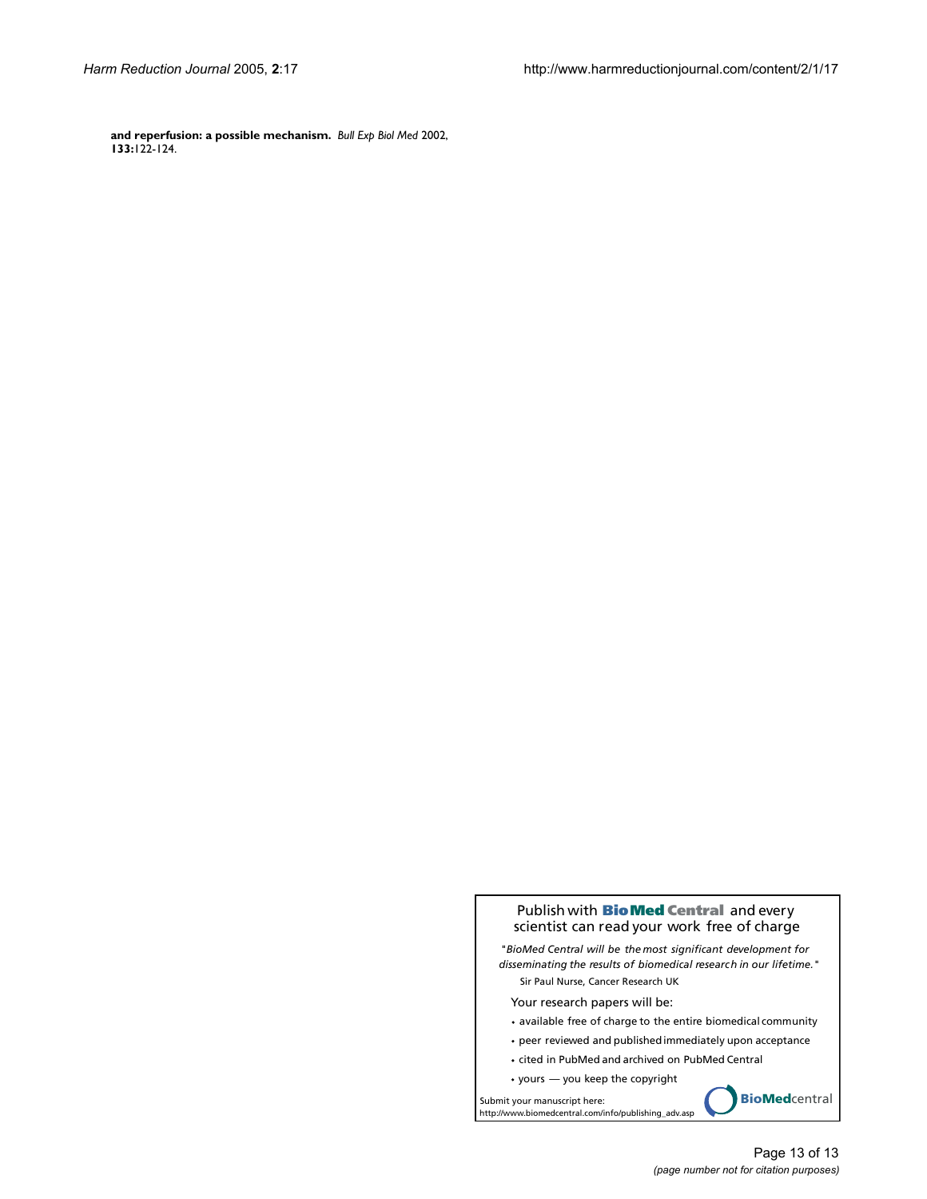**and reperfusion: a possible mechanism.** *Bull Exp Biol Med* 2002, **133:**122-124.

Publish with **BioMed Central** and every scientist can read your work free of charge

*"BioMed Central will be the most significant development for disseminating the results of biomedical research in our lifetime."*

Sir Paul Nurse, Cancer Research UK

Your research papers will be:

- available free of charge to the entire biomedical community
- peer reviewed and published immediately upon acceptance
- cited in PubMed and archived on PubMed Central
- yours — you keep the copyright

Submit your manuscript here:
http://www.biomedcentral.com/info/publishing_adv.asp

**BioMed**central